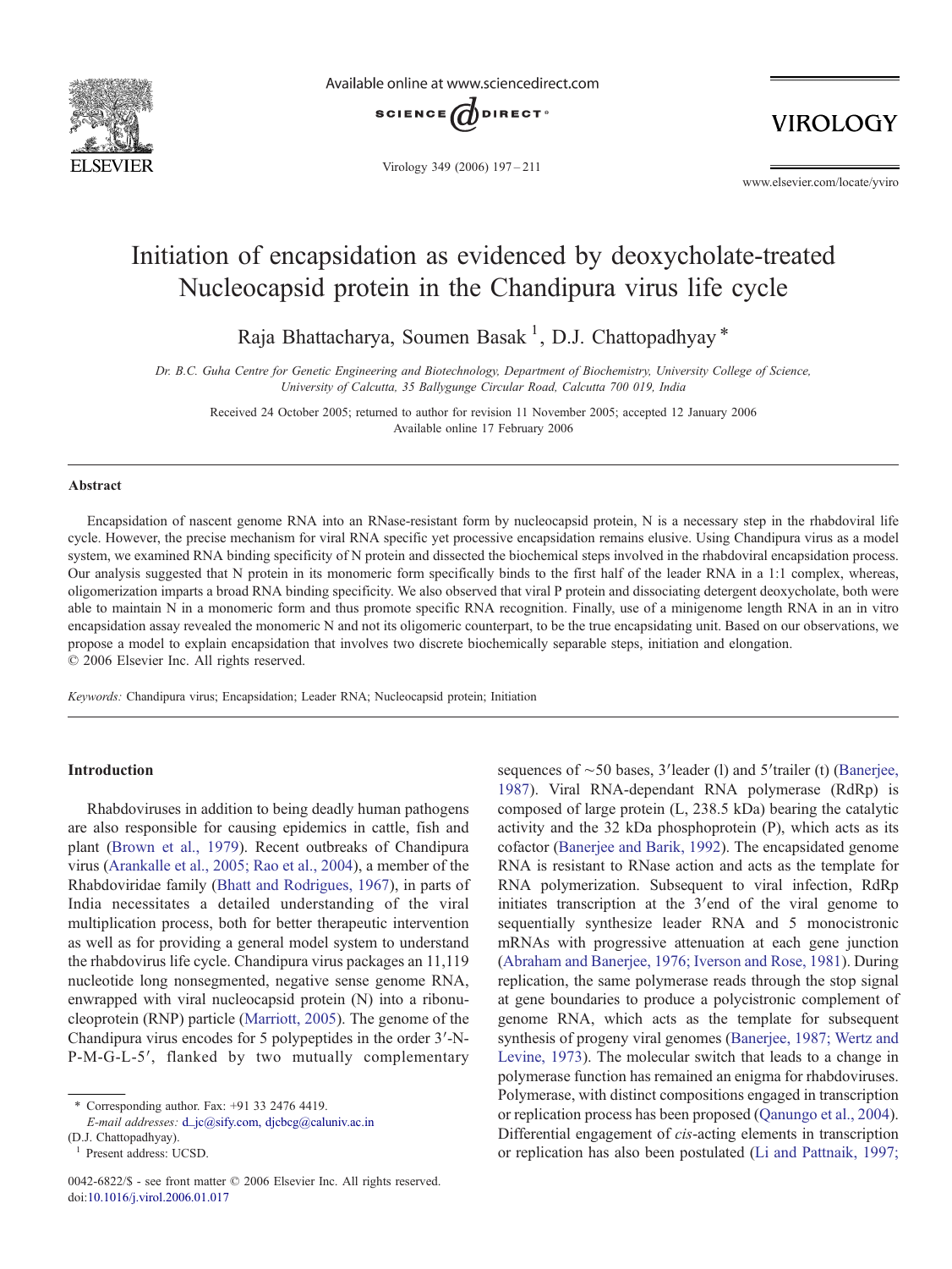# Initiation of encapsidation as evidenced by deoxycholate-treated Nucleocapsid protein in the Chandipura virus life cycle

Raja Bhattacharya, Soumen Basak [1], D.J. Chattopadhyay *

*Dr. B.C. Guha Centre for Genetic Engineering and Biotechnology, Department of Biochemistry, University College of Science, University of Calcutta, 35 Ballygunge Circular Road, Calcutta 700 019, India*

Received 24 October 2005; returned to author for revision 11 November 2005; accepted 12 January 2006
Available online 17 February 2006

## Abstract

Encapsidation of nascent genome RNA into an RNase-resistant form by nucleocapsid protein, N is a necessary step in the rhabdoviral life cycle. However, the precise mechanism for viral RNA specific yet processive encapsidation remains elusive. Using Chandipura virus as a model system, we examined RNA binding specificity of N protein and dissected the biochemical steps involved in the rhabdoviral encapsidation process. Our analysis suggested that N protein in its monomeric form specifically binds to the first half of the leader RNA in a 1:1 complex, whereas, oligomerization imparts a broad RNA binding specificity. We also observed that viral P protein and dissociating detergent deoxycholate, both were able to maintain N in a monomeric form and thus promote specific RNA recognition. Finally, use of a minigenome length RNA in an in vitro encapsidation assay revealed the monomeric N and not its oligomeric counterpart, to be the true encapsidating unit. Based on our observations, we propose a model to explain encapsidation that involves two discrete biochemically separable steps, initiation and elongation.
© 2006 Elsevier Inc. All rights reserved.

*Keywords:* Chandipura virus; Encapsidation; Leader RNA; Nucleocapsid protein; Initiation

## Introduction

Rhabdoviruses in addition to being deadly human pathogens are also responsible for causing epidemics in cattle, fish and plant (Brown et al., 1979). Recent outbreaks of Chandipura virus (Arankalle et al., 2005; Rao et al., 2004), a member of the Rhabdoviridae family (Bhatt and Rodrigues, 1967), in parts of India necessitates a detailed understanding of the viral multiplication process, both for better therapeutic intervention as well as for providing a general model system to understand the rhabdovirus life cycle. Chandipura virus packages an 11,119 nucleotide long nonsegmented, negative sense genome RNA, enwrapped with viral nucleocapsid protein (N) into a ribonucleoprotein (RNP) particle (Marriott, 2005). The genome of the Chandipura virus encodes for 5 polypeptides in the order 3′-N-P-M-G-L-5′, flanked by two mutually complementary sequences of ~50 bases, 3′leader (l) and 5′trailer (t) (Banerjee, 1987). Viral RNA-dependant RNA polymerase (RdRp) is composed of large protein (L, 238.5 kDa) bearing the catalytic activity and the 32 kDa phosphoprotein (P), which acts as its cofactor (Banerjee and Barik, 1992). The encapsidated genome RNA is resistant to RNase action and acts as the template for RNA polymerization. Subsequent to viral infection, RdRp initiates transcription at the 3′end of the viral genome to sequentially synthesize leader RNA and 5 monocistronic mRNAs with progressive attenuation at each gene junction (Abraham and Banerjee, 1976; Iverson and Rose, 1981). During replication, the same polymerase reads through the stop signal at gene boundaries to produce a polycistronic complement of genome RNA, which acts as the template for subsequent synthesis of progeny viral genomes (Banerjee, 1987; Wertz and Levine, 1973). The molecular switch that leads to a change in polymerase function has remained an enigma for rhabdoviruses. Polymerase, with distinct compositions engaged in transcription or replication process has been proposed (Qanungo et al., 2004). Differential engagement of *cis*-acting elements in transcription or replication has also been postulated (Li and Pattnaik, 1997;

* Corresponding author. Fax: +91 33 2476 4419.
*E-mail addresses:* d_jc@sify.com, djcbcg@caluniv.ac.in (D.J. Chattopadhyay).
[1] Present address: UCSD.

0042-6822/$ - see front matter © 2006 Elsevier Inc. All rights reserved.
doi:10.1016/j.virol.2006.01.017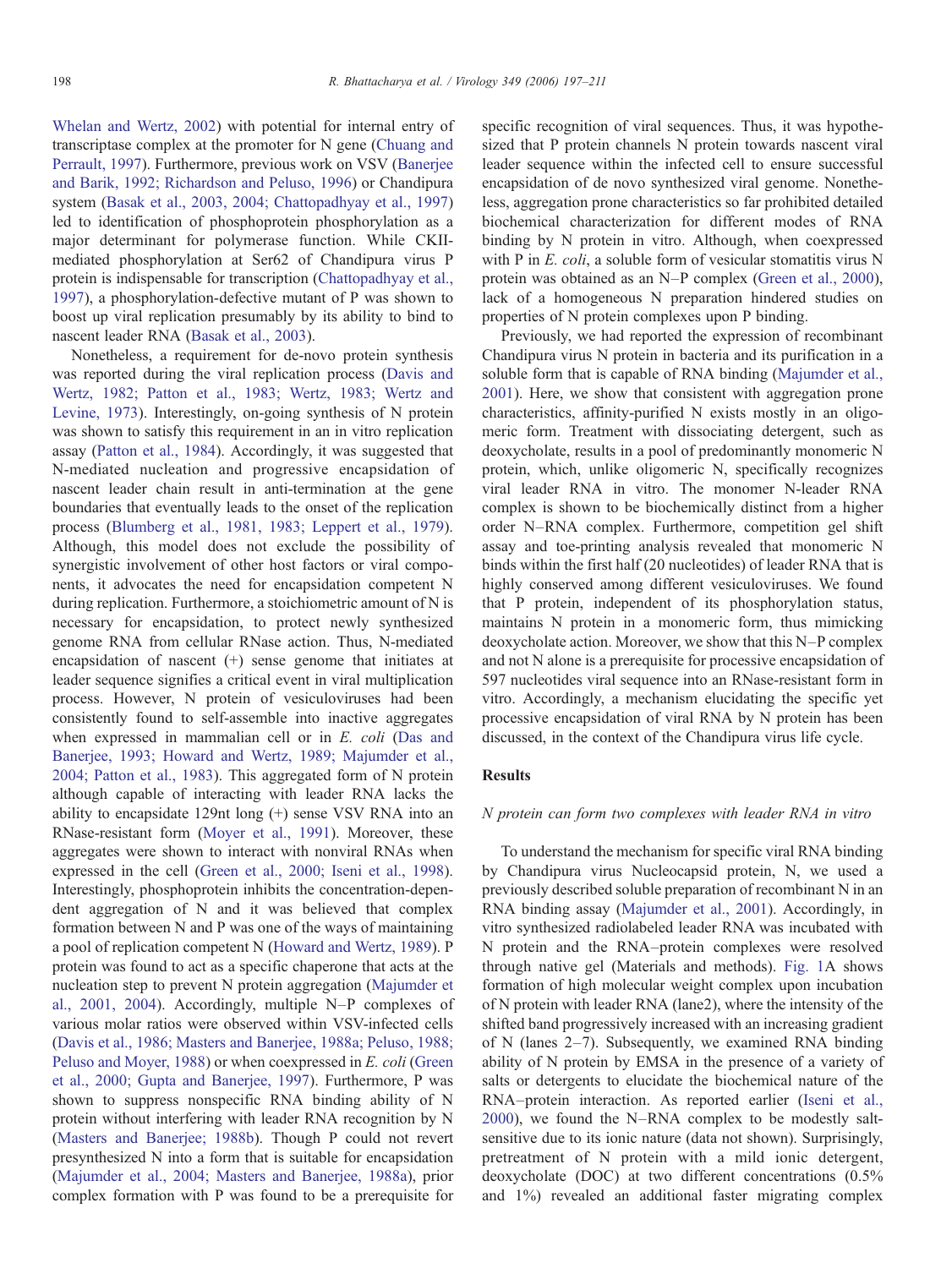Whelan and Wertz, 2002) with potential for internal entry of transcriptase complex at the promoter for N gene (Chuang and Perrault, 1997). Furthermore, previous work on VSV (Banerjee and Barik, 1992; Richardson and Peluso, 1996) or Chandipura system (Basak et al., 2003, 2004; Chattopadhyay et al., 1997) led to identification of phosphoprotein phosphorylation as a major determinant for polymerase function. While CKII-mediated phosphorylation at Ser62 of Chandipura virus P protein is indispensable for transcription (Chattopadhyay et al., 1997), a phosphorylation-defective mutant of P was shown to boost up viral replication presumably by its ability to bind to nascent leader RNA (Basak et al., 2003).

Nonetheless, a requirement for de-novo protein synthesis was reported during the viral replication process (Davis and Wertz, 1982; Patton et al., 1983; Wertz, 1983; Wertz and Levine, 1973). Interestingly, on-going synthesis of N protein was shown to satisfy this requirement in an in vitro replication assay (Patton et al., 1984). Accordingly, it was suggested that N-mediated nucleation and progressive encapsidation of nascent leader chain result in anti-termination at the gene boundaries that eventually leads to the onset of the replication process (Blumberg et al., 1981, 1983; Leppert et al., 1979). Although, this model does not exclude the possibility of synergistic involvement of other host factors or viral components, it advocates the need for encapsidation competent N during replication. Furthermore, a stoichiometric amount of N is necessary for encapsidation, to protect newly synthesized genome RNA from cellular RNase action. Thus, N-mediated encapsidation of nascent (+) sense genome that initiates at leader sequence signifies a critical event in viral multiplication process. However, N protein of vesiculoviruses had been consistently found to self-assemble into inactive aggregates when expressed in mammalian cell or in *E. coli* (Das and Banerjee, 1993; Howard and Wertz, 1989; Majumder et al., 2004; Patton et al., 1983). This aggregated form of N protein although capable of interacting with leader RNA lacks the ability to encapsidate 129nt long (+) sense VSV RNA into an RNase-resistant form (Moyer et al., 1991). Moreover, these aggregates were shown to interact with nonviral RNAs when expressed in the cell (Green et al., 2000; Iseni et al., 1998). Interestingly, phosphoprotein inhibits the concentration-dependent aggregation of N and it was believed that complex formation between N and P was one of the ways of maintaining a pool of replication competent N (Howard and Wertz, 1989). P protein was found to act as a specific chaperone that acts at the nucleation step to prevent N protein aggregation (Majumder et al., 2001, 2004). Accordingly, multiple N–P complexes of various molar ratios were observed within VSV-infected cells (Davis et al., 1986; Masters and Banerjee, 1988a; Peluso, 1988; Peluso and Moyer, 1988) or when coexpressed in *E. coli* (Green et al., 2000; Gupta and Banerjee, 1997). Furthermore, P was shown to suppress nonspecific RNA binding ability of N protein without interfering with leader RNA recognition by N (Masters and Banerjee; 1988b). Though P could not revert presynthesized N into a form that is suitable for encapsidation (Majumder et al., 2004; Masters and Banerjee, 1988a), prior complex formation with P was found to be a prerequisite for specific recognition of viral sequences. Thus, it was hypothesized that P protein channels N protein towards nascent viral leader sequence within the infected cell to ensure successful encapsidation of de novo synthesized viral genome. Nonetheless, aggregation prone characteristics so far prohibited detailed biochemical characterization for different modes of RNA binding by N protein in vitro. Although, when coexpressed with P in *E. coli*, a soluble form of vesicular stomatitis virus N protein was obtained as an N–P complex (Green et al., 2000), lack of a homogeneous N preparation hindered studies on properties of N protein complexes upon P binding.

Previously, we had reported the expression of recombinant Chandipura virus N protein in bacteria and its purification in a soluble form that is capable of RNA binding (Majumder et al., 2001). Here, we show that consistent with aggregation prone characteristics, affinity-purified N exists mostly in an oligomeric form. Treatment with dissociating detergent, such as deoxycholate, results in a pool of predominantly monomeric N protein, which, unlike oligomeric N, specifically recognizes viral leader RNA in vitro. The monomer N-leader RNA complex is shown to be biochemically distinct from a higher order N–RNA complex. Furthermore, competition gel shift assay and toe-printing analysis revealed that monomeric N binds within the first half (20 nucleotides) of leader RNA that is highly conserved among different vesiculoviruses. We found that P protein, independent of its phosphorylation status, maintains N protein in a monomeric form, thus mimicking deoxycholate action. Moreover, we show that this N–P complex and not N alone is a prerequisite for processive encapsidation of 597 nucleotides viral sequence into an RNase-resistant form in vitro. Accordingly, a mechanism elucidating the specific yet processive encapsidation of viral RNA by N protein has been discussed, in the context of the Chandipura virus life cycle.

## Results

### *N protein can form two complexes with leader RNA in vitro*

To understand the mechanism for specific viral RNA binding by Chandipura virus Nucleocapsid protein, N, we used a previously described soluble preparation of recombinant N in an RNA binding assay (Majumder et al., 2001). Accordingly, in vitro synthesized radiolabeled leader RNA was incubated with N protein and the RNA–protein complexes were resolved through native gel (Materials and methods). Fig. 1A shows formation of high molecular weight complex upon incubation of N protein with leader RNA (lane2), where the intensity of the shifted band progressively increased with an increasing gradient of N (lanes 2–7). Subsequently, we examined RNA binding ability of N protein by EMSA in the presence of a variety of salts or detergents to elucidate the biochemical nature of the RNA–protein interaction. As reported earlier (Iseni et al., 2000), we found the N–RNA complex to be modestly salt-sensitive due to its ionic nature (data not shown). Surprisingly, pretreatment of N protein with a mild ionic detergent, deoxycholate (DOC) at two different concentrations (0.5% and 1%) revealed an additional faster migrating complex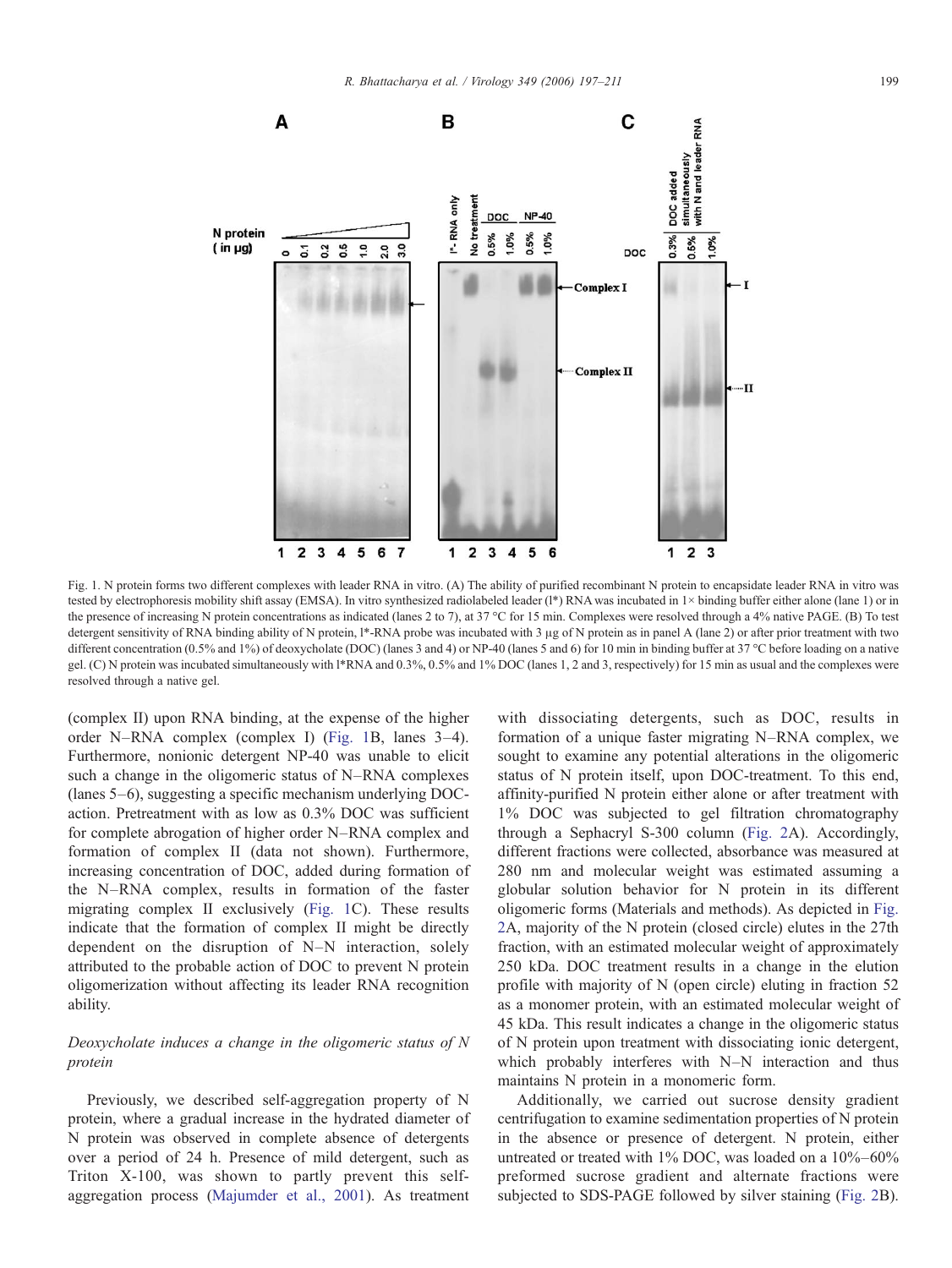Fig. 1. N protein forms two different complexes with leader RNA in vitro. (A) The ability of purified recombinant N protein to encapsidate leader RNA in vitro was tested by electrophoresis mobility shift assay (EMSA). In vitro synthesized radiolabeled leader (l*) RNA was incubated in 1× binding buffer either alone (lane 1) or in the presence of increasing N protein concentrations as indicated (lanes 2 to 7), at 37 °C for 15 min. Complexes were resolved through a 4% native PAGE. (B) To test detergent sensitivity of RNA binding ability of N protein, l*-RNA probe was incubated with 3 μg of N protein as in panel A (lane 2) or after prior treatment with two different concentration (0.5% and 1%) of deoxycholate (DOC) (lanes 3 and 4) or NP-40 (lanes 5 and 6) for 10 min in binding buffer at 37 °C before loading on a native gel. (C) N protein was incubated simultaneously with l*RNA and 0.3%, 0.5% and 1% DOC (lanes 1, 2 and 3, respectively) for 15 min as usual and the complexes were resolved through a native gel.

(complex II) upon RNA binding, at the expense of the higher order N–RNA complex (complex I) (Fig. 1B, lanes 3–4). Furthermore, nonionic detergent NP-40 was unable to elicit such a change in the oligomeric status of N–RNA complexes (lanes 5–6), suggesting a specific mechanism underlying DOC-action. Pretreatment with as low as 0.3% DOC was sufficient for complete abrogation of higher order N–RNA complex and formation of complex II (data not shown). Furthermore, increasing concentration of DOC, added during formation of the N–RNA complex, results in formation of the faster migrating complex II exclusively (Fig. 1C). These results indicate that the formation of complex II might be directly dependent on the disruption of N–N interaction, solely attributed to the probable action of DOC to prevent N protein oligomerization without affecting its leader RNA recognition ability.

### *Deoxycholate induces a change in the oligomeric status of N protein*

Previously, we described self-aggregation property of N protein, where a gradual increase in the hydrated diameter of N protein was observed in complete absence of detergents over a period of 24 h. Presence of mild detergent, such as Triton X-100, was shown to partly prevent this self-aggregation process (Majumder et al., 2001). As treatment with dissociating detergents, such as DOC, results in formation of a unique faster migrating N–RNA complex, we sought to examine any potential alterations in the oligomeric status of N protein itself, upon DOC-treatment. To this end, affinity-purified N protein either alone or after treatment with 1% DOC was subjected to gel filtration chromatography through a Sephacryl S-300 column (Fig. 2A). Accordingly, different fractions were collected, absorbance was measured at 280 nm and molecular weight was estimated assuming a globular solution behavior for N protein in its different oligomeric forms (Materials and methods). As depicted in Fig. 2A, majority of the N protein (closed circle) elutes in the 27th fraction, with an estimated molecular weight of approximately 250 kDa. DOC treatment results in a change in the elution profile with majority of N (open circle) eluting in fraction 52 as a monomer protein, with an estimated molecular weight of 45 kDa. This result indicates a change in the oligomeric status of N protein upon treatment with dissociating ionic detergent, which probably interferes with N–N interaction and thus maintains N protein in a monomeric form.

Additionally, we carried out sucrose density gradient centrifugation to examine sedimentation properties of N protein in the absence or presence of detergent. N protein, either untreated or treated with 1% DOC, was loaded on a 10%–60% preformed sucrose gradient and alternate fractions were subjected to SDS-PAGE followed by silver staining (Fig. 2B).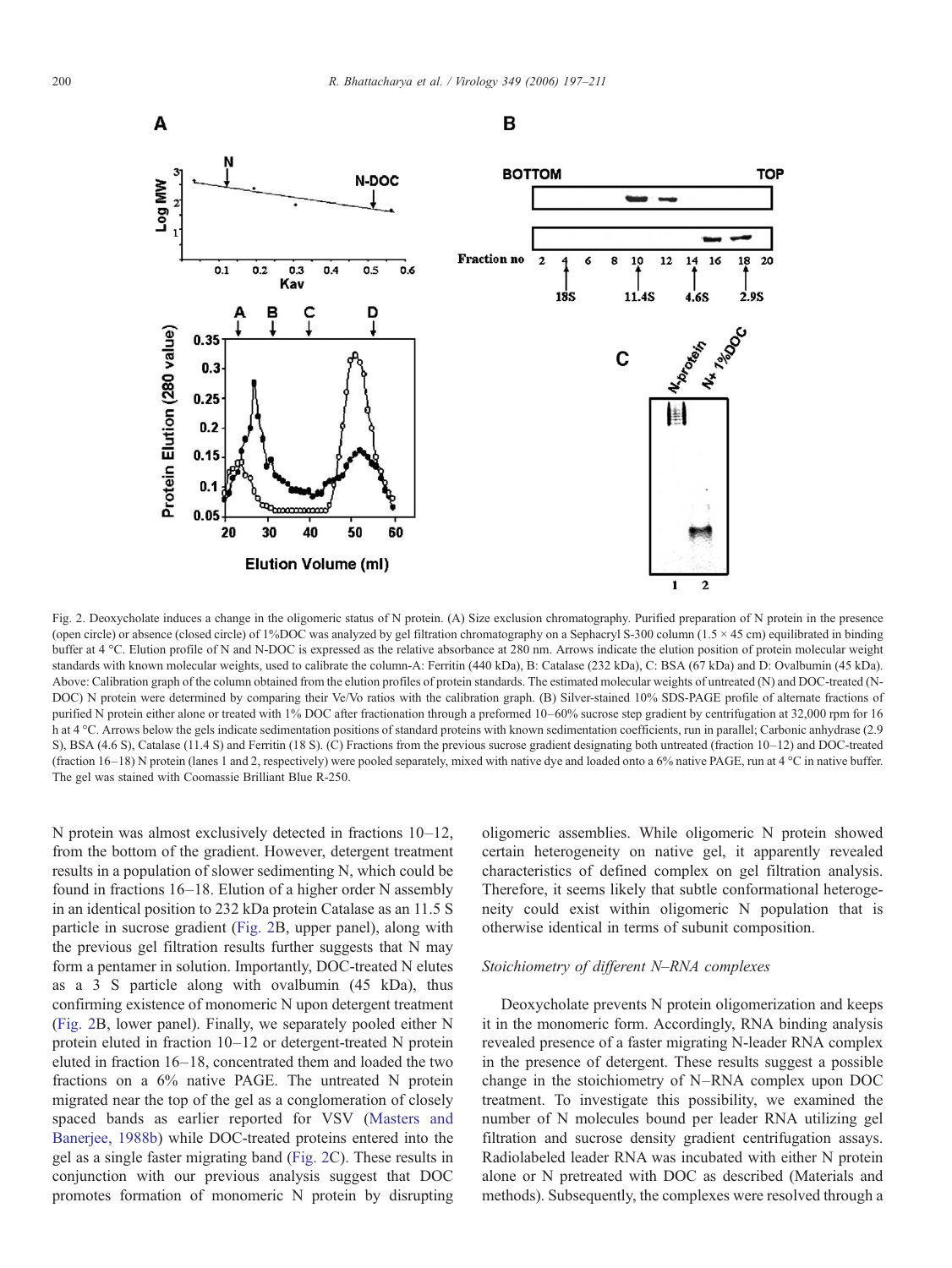Fig. 2. Deoxycholate induces a change in the oligomeric status of N protein. (A) Size exclusion chromatography. Purified preparation of N protein in the presence (open circle) or absence (closed circle) of 1%DOC was analyzed by gel filtration chromatography on a Sephacryl S-300 column (1.5 × 45 cm) equilibrated in binding buffer at 4 °C. Elution profile of N and N-DOC is expressed as the relative absorbance at 280 nm. Arrows indicate the elution position of protein molecular weight standards with known molecular weights, used to calibrate the column-A: Ferritin (440 kDa), B: Catalase (232 kDa), C: BSA (67 kDa) and D: Ovalbumin (45 kDa). Above: Calibration graph of the column obtained from the elution profiles of protein standards. The estimated molecular weights of untreated (N) and DOC-treated (N-DOC) N protein were determined by comparing their Ve/Vo ratios with the calibration graph. (B) Silver-stained 10% SDS-PAGE profile of alternate fractions of purified N protein either alone or treated with 1% DOC after fractionation through a preformed 10–60% sucrose step gradient by centrifugation at 32,000 rpm for 16 h at 4 °C. Arrows below the gels indicate sedimentation positions of standard proteins with known sedimentation coefficients, run in parallel; Carbonic anhydrase (2.9 S), BSA (4.6 S), Catalase (11.4 S) and Ferritin (18 S). (C) Fractions from the previous sucrose gradient designating both untreated (fraction 10–12) and DOC-treated (fraction 16–18) N protein (lanes 1 and 2, respectively) were pooled separately, mixed with native dye and loaded onto a 6% native PAGE, run at 4 °C in native buffer. The gel was stained with Coomassie Brilliant Blue R-250.

N protein was almost exclusively detected in fractions 10–12, from the bottom of the gradient. However, detergent treatment results in a population of slower sedimenting N, which could be found in fractions 16–18. Elution of a higher order N assembly in an identical position to 232 kDa protein Catalase as an 11.5 S particle in sucrose gradient (Fig. 2B, upper panel), along with the previous gel filtration results further suggests that N may form a pentamer in solution. Importantly, DOC-treated N elutes as a 3 S particle along with ovalbumin (45 kDa), thus confirming existence of monomeric N upon detergent treatment (Fig. 2B, lower panel). Finally, we separately pooled either N protein eluted in fraction 10–12 or detergent-treated N protein eluted in fraction 16–18, concentrated them and loaded the two fractions on a 6% native PAGE. The untreated N protein migrated near the top of the gel as a conglomeration of closely spaced bands as earlier reported for VSV (Masters and Banerjee, 1988b) while DOC-treated proteins entered into the gel as a single faster migrating band (Fig. 2C). These results in conjunction with our previous analysis suggest that DOC promotes formation of monomeric N protein by disrupting oligomeric assemblies. While oligomeric N protein showed certain heterogeneity on native gel, it apparently revealed characteristics of defined complex on gel filtration analysis. Therefore, it seems likely that subtle conformational heterogeneity could exist within oligomeric N population that is otherwise identical in terms of subunit composition.

### *Stoichiometry of different N–RNA complexes*

Deoxycholate prevents N protein oligomerization and keeps it in the monomeric form. Accordingly, RNA binding analysis revealed presence of a faster migrating N-leader RNA complex in the presence of detergent. These results suggest a possible change in the stoichiometry of N–RNA complex upon DOC treatment. To investigate this possibility, we examined the number of N molecules bound per leader RNA utilizing gel filtration and sucrose density gradient centrifugation assays. Radiolabeled leader RNA was incubated with either N protein alone or N pretreated with DOC as described (Materials and methods). Subsequently, the complexes were resolved through a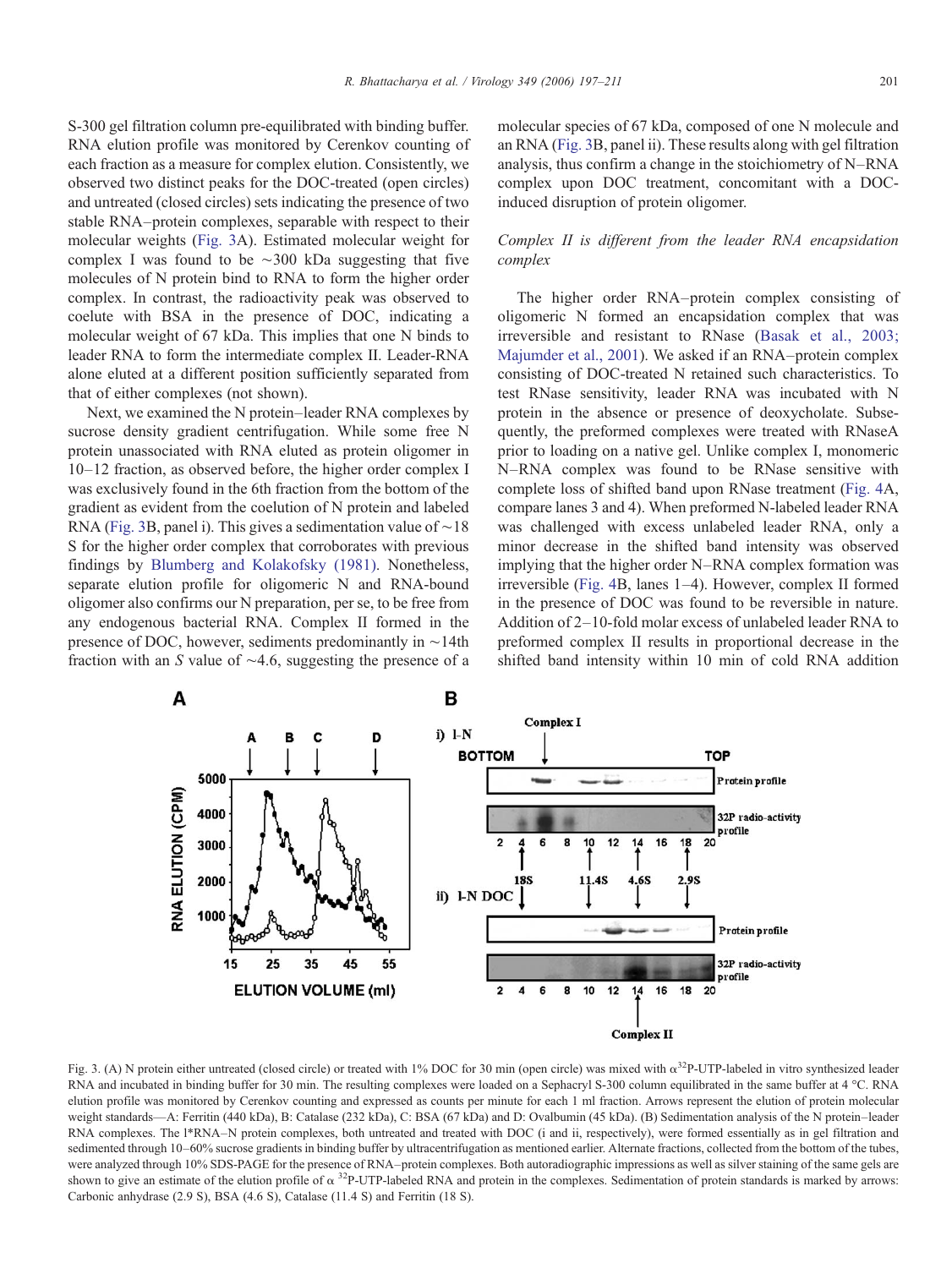S-300 gel filtration column pre-equilibrated with binding buffer. RNA elution profile was monitored by Cerenkov counting of each fraction as a measure for complex elution. Consistently, we observed two distinct peaks for the DOC-treated (open circles) and untreated (closed circles) sets indicating the presence of two stable RNA–protein complexes, separable with respect to their molecular weights (Fig. 3A). Estimated molecular weight for complex I was found to be ~300 kDa suggesting that five molecules of N protein bind to RNA to form the higher order complex. In contrast, the radioactivity peak was observed to coelute with BSA in the presence of DOC, indicating a molecular weight of 67 kDa. This implies that one N binds to leader RNA to form the intermediate complex II. Leader-RNA alone eluted at a different position sufficiently separated from that of either complexes (not shown).

Next, we examined the N protein–leader RNA complexes by sucrose density gradient centrifugation. While some free N protein unassociated with RNA eluted as protein oligomer in 10–12 fraction, as observed before, the higher order complex I was exclusively found in the 6th fraction from the bottom of the gradient as evident from the coelution of N protein and labeled RNA (Fig. 3B, panel i). This gives a sedimentation value of ~18 S for the higher order complex that corroborates with previous findings by Blumberg and Kolakofsky (1981). Nonetheless, separate elution profile for oligomeric N and RNA-bound oligomer also confirms our N preparation, per se, to be free from any endogenous bacterial RNA. Complex II formed in the presence of DOC, however, sediments predominantly in ~14th fraction with an *S* value of ~4.6, suggesting the presence of a molecular species of 67 kDa, composed of one N molecule and an RNA (Fig. 3B, panel ii). These results along with gel filtration analysis, thus confirm a change in the stoichiometry of N–RNA complex upon DOC treatment, concomitant with a DOC-induced disruption of protein oligomer.

### *Complex II is different from the leader RNA encapsidation complex*

The higher order RNA–protein complex consisting of oligomeric N formed an encapsidation complex that was irreversible and resistant to RNase (Basak et al., 2003; Majumder et al., 2001). We asked if an RNA–protein complex consisting of DOC-treated N retained such characteristics. To test RNase sensitivity, leader RNA was incubated with N protein in the absence or presence of deoxycholate. Subsequently, the preformed complexes were treated with RNaseA prior to loading on a native gel. Unlike complex I, monomeric N–RNA complex was found to be RNase sensitive with complete loss of shifted band upon RNase treatment (Fig. 4A, compare lanes 3 and 4). When preformed N-labeled leader RNA was challenged with excess unlabeled leader RNA, only a minor decrease in the shifted band intensity was observed implying that the higher order N–RNA complex formation was irreversible (Fig. 4B, lanes 1–4). However, complex II formed in the presence of DOC was found to be reversible in nature. Addition of 2–10-fold molar excess of unlabeled leader RNA to preformed complex II results in proportional decrease in the shifted band intensity within 10 min of cold RNA addition

Fig. 3. (A) N protein either untreated (closed circle) or treated with 1% DOC for 30 min (open circle) was mixed with $\alpha^{32}$P-UTP-labeled in vitro synthesized leader RNA and incubated in binding buffer for 30 min. The resulting complexes were loaded on a Sephacryl S-300 column equilibrated in the same buffer at 4 °C. RNA elution profile was monitored by Cerenkov counting and expressed as counts per minute for each 1 ml fraction. Arrows represent the elution of protein molecular weight standards—A: Ferritin (440 kDa), B: Catalase (232 kDa), C: BSA (67 kDa) and D: Ovalbumin (45 kDa). (B) Sedimentation analysis of the N protein–leader RNA complexes. The l*RNA–N protein complexes, both untreated and treated with DOC (i and ii, respectively), were formed essentially as in gel filtration and sedimented through 10–60% sucrose gradients in binding buffer by ultracentrifugation as mentioned earlier. Alternate fractions, collected from the bottom of the tubes, were analyzed through 10% SDS-PAGE for the presence of RNA–protein complexes. Both autoradiographic impressions as well as silver staining of the same gels are shown to give an estimate of the elution profile of $\alpha$ $^{32}$P-UTP-labeled RNA and protein in the complexes. Sedimentation of protein standards is marked by arrows: Carbonic anhydrase (2.9 S), BSA (4.6 S), Catalase (11.4 S) and Ferritin (18 S).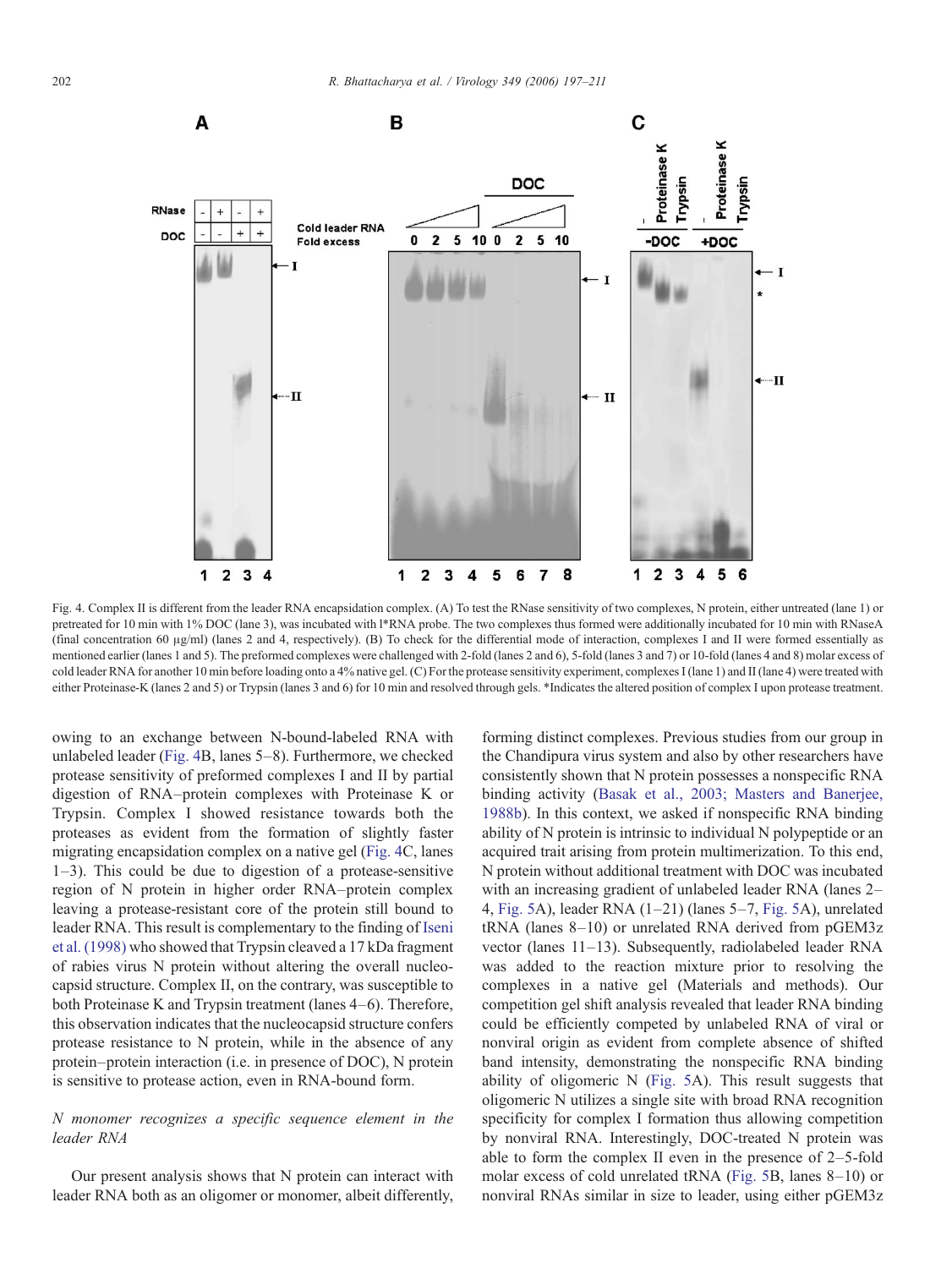Fig. 4. Complex II is different from the leader RNA encapsidation complex. (A) To test the RNase sensitivity of two complexes, N protein, either untreated (lane 1) or pretreated for 10 min with 1% DOC (lane 3), was incubated with l*RNA probe. The two complexes thus formed were additionally incubated for 10 min with RNaseA (final concentration 60 μg/ml) (lanes 2 and 4, respectively). (B) To check for the differential mode of interaction, complexes I and II were formed essentially as mentioned earlier (lanes 1 and 5). The preformed complexes were challenged with 2-fold (lanes 2 and 6), 5-fold (lanes 3 and 7) or 10-fold (lanes 4 and 8) molar excess of cold leader RNA for another 10 min before loading onto a 4% native gel. (C) For the protease sensitivity experiment, complexes I (lane 1) and II (lane 4) were treated with either Proteinase-K (lanes 2 and 5) or Trypsin (lanes 3 and 6) for 10 min and resolved through gels. *Indicates the altered position of complex I upon protease treatment.

owing to an exchange between N-bound-labeled RNA with unlabeled leader (Fig. 4B, lanes 5–8). Furthermore, we checked protease sensitivity of preformed complexes I and II by partial digestion of RNA–protein complexes with Proteinase K or Trypsin. Complex I showed resistance towards both the proteases as evident from the formation of slightly faster migrating encapsidation complex on a native gel (Fig. 4C, lanes 1–3). This could be due to digestion of a protease-sensitive region of N protein in higher order RNA–protein complex leaving a protease-resistant core of the protein still bound to leader RNA. This result is complementary to the finding of Iseni et al. (1998) who showed that Trypsin cleaved a 17 kDa fragment of rabies virus N protein without altering the overall nucleocapsid structure. Complex II, on the contrary, was susceptible to both Proteinase K and Trypsin treatment (lanes 4–6). Therefore, this observation indicates that the nucleocapsid structure confers protease resistance to N protein, while in the absence of any protein–protein interaction (i.e. in presence of DOC), N protein is sensitive to protease action, even in RNA-bound form.

### *N monomer recognizes a specific sequence element in the leader RNA*

Our present analysis shows that N protein can interact with leader RNA both as an oligomer or monomer, albeit differently, forming distinct complexes. Previous studies from our group in the Chandipura virus system and also by other researchers have consistently shown that N protein possesses a nonspecific RNA binding activity (Basak et al., 2003; Masters and Banerjee, 1988b). In this context, we asked if nonspecific RNA binding ability of N protein is intrinsic to individual N polypeptide or an acquired trait arising from protein multimerization. To this end, N protein without additional treatment with DOC was incubated with an increasing gradient of unlabeled leader RNA (lanes 2–4, Fig. 5A), leader RNA (1–21) (lanes 5–7, Fig. 5A), unrelated tRNA (lanes 8–10) or unrelated RNA derived from pGEM3z vector (lanes 11–13). Subsequently, radiolabeled leader RNA was added to the reaction mixture prior to resolving the complexes in a native gel (Materials and methods). Our competition gel shift analysis revealed that leader RNA binding could be efficiently competed by unlabeled RNA of viral or nonviral origin as evident from complete absence of shifted band intensity, demonstrating the nonspecific RNA binding ability of oligomeric N (Fig. 5A). This result suggests that oligomeric N utilizes a single site with broad RNA recognition specificity for complex I formation thus allowing competition by nonviral RNA. Interestingly, DOC-treated N protein was able to form the complex II even in the presence of 2–5-fold molar excess of cold unrelated tRNA (Fig. 5B, lanes 8–10) or nonviral RNAs similar in size to leader, using either pGEM3z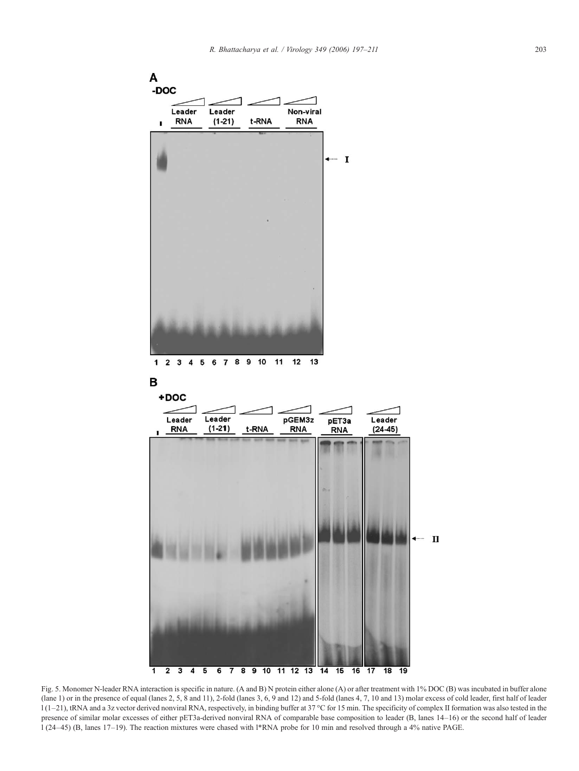Fig. 5. Monomer N-leader RNA interaction is specific in nature. (A and B) N protein either alone (A) or after treatment with 1% DOC (B) was incubated in buffer alone (lane 1) or in the presence of equal (lanes 2, 5, 8 and 11), 2-fold (lanes 3, 6, 9 and 12) and 5-fold (lanes 4, 7, 10 and 13) molar excess of cold leader, first half of leader l (1–21), tRNA and a 3z vector derived nonviral RNA, respectively, in binding buffer at 37 °C for 15 min. The specificity of complex II formation was also tested in the presence of similar molar excesses of either pET3a-derived nonviral RNA of comparable base composition to leader (B, lanes 14–16) or the second half of leader l (24–45) (B, lanes 17–19). The reaction mixtures were chased with l*RNA probe for 10 min and resolved through a 4% native PAGE.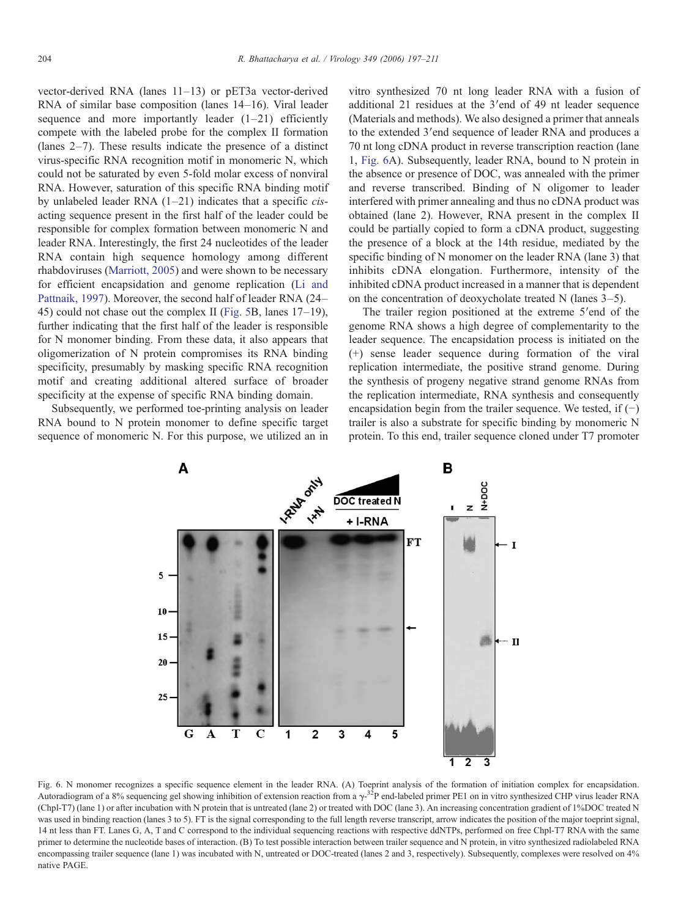vector-derived RNA (lanes 11–13) or pET3a vector-derived RNA of similar base composition (lanes 14–16). Viral leader sequence and more importantly leader (1–21) efficiently compete with the labeled probe for the complex II formation (lanes 2–7). These results indicate the presence of a distinct virus-specific RNA recognition motif in monomeric N, which could not be saturated by even 5-fold molar excess of nonviral RNA. However, saturation of this specific RNA binding motif by unlabeled leader RNA (1–21) indicates that a specific *cis*-acting sequence present in the first half of the leader could be responsible for complex formation between monomeric N and leader RNA. Interestingly, the first 24 nucleotides of the leader RNA contain high sequence homology among different rhabdoviruses (Marriott, 2005) and were shown to be necessary for efficient encapsidation and genome replication (Li and Pattnaik, 1997). Moreover, the second half of leader RNA (24–45) could not chase out the complex II (Fig. 5B, lanes 17–19), further indicating that the first half of the leader is responsible for N monomer binding. From these data, it also appears that oligomerization of N protein compromises its RNA binding specificity, presumably by masking specific RNA recognition motif and creating additional altered surface of broader specificity at the expense of specific RNA binding domain.

Subsequently, we performed toe-printing analysis on leader RNA bound to N protein monomer to define specific target sequence of monomeric N. For this purpose, we utilized an in vitro synthesized 70 nt long leader RNA with a fusion of additional 21 residues at the 3′end of 49 nt leader sequence (Materials and methods). We also designed a primer that anneals to the extended 3′end sequence of leader RNA and produces a 70 nt long cDNA product in reverse transcription reaction (lane 1, Fig. 6A). Subsequently, leader RNA, bound to N protein in the absence or presence of DOC, was annealed with the primer and reverse transcribed. Binding of N oligomer to leader interfered with primer annealing and thus no cDNA product was obtained (lane 2). However, RNA present in the complex II could be partially copied to form a cDNA product, suggesting the presence of a block at the 14th residue, mediated by the specific binding of N monomer on the leader RNA (lane 3) that inhibits cDNA elongation. Furthermore, intensity of the inhibited cDNA product increased in a manner that is dependent on the concentration of deoxycholate treated N (lanes 3–5).

The trailer region positioned at the extreme 5′end of the genome RNA shows a high degree of complementarity to the leader sequence. The encapsidation process is initiated on the (+) sense leader sequence during formation of the viral replication intermediate, the positive strand genome. During the synthesis of progeny negative strand genome RNAs from the replication intermediate, RNA synthesis and consequently encapsidation begin from the trailer sequence. We tested, if (−) trailer is also a substrate for specific binding by monomeric N protein. To this end, trailer sequence cloned under T7 promoter

Fig. 6. N monomer recognizes a specific sequence element in the leader RNA. (A) Toeprint analysis of the formation of initiation complex for encapsidation. Autoradiogram of a 8% sequencing gel showing inhibition of extension reaction from a $\gamma$-$^{32}$P end-labeled primer PE1 on in vitro synthesized CHP virus leader RNA (Chpl-T7) (lane 1) or after incubation with N protein that is untreated (lane 2) or treated with DOC (lane 3). An increasing concentration gradient of 1%DOC treated N was used in binding reaction (lanes 3 to 5). FT is the signal corresponding to the full length reverse transcript, arrow indicates the position of the major toeprint signal, 14 nt less than FT. Lanes G, A, T and C correspond to the individual sequencing reactions with respective ddNTPs, performed on free Chpl-T7 RNA with the same primer to determine the nucleotide bases of interaction. (B) To test possible interaction between trailer sequence and N protein, in vitro synthesized radiolabeled RNA encompassing trailer sequence (lane 1) was incubated with N, untreated or DOC-treated (lanes 2 and 3, respectively). Subsequently, complexes were resolved on 4% native PAGE.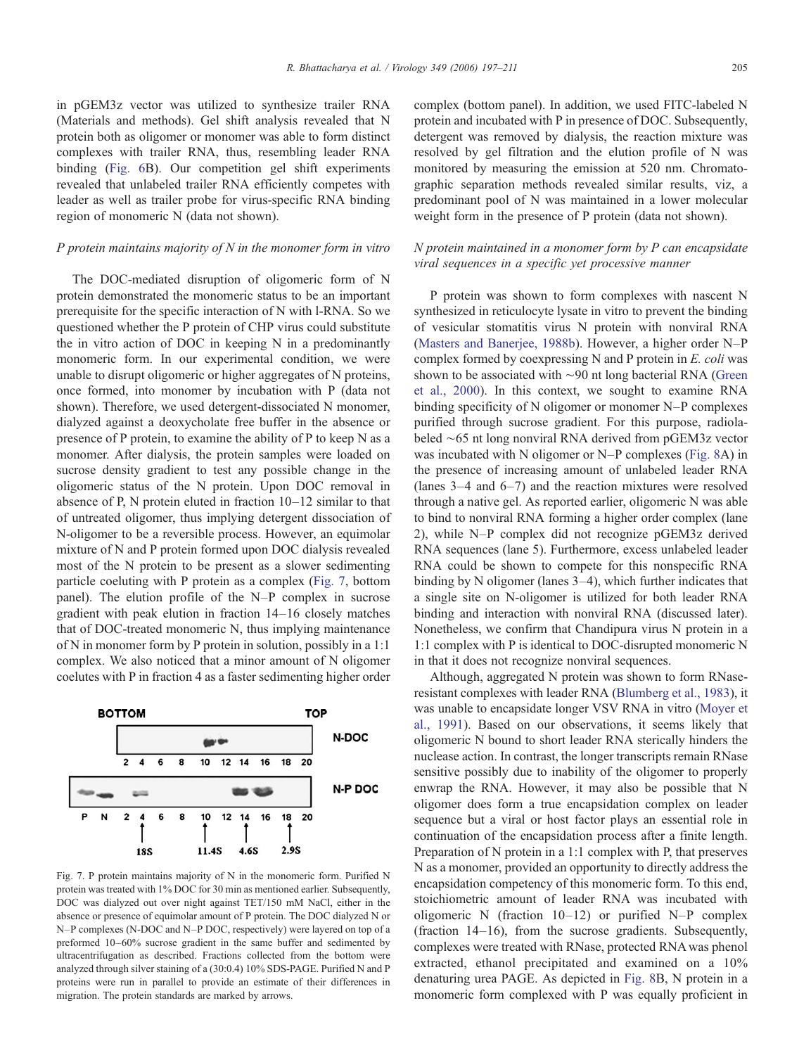in pGEM3z vector was utilized to synthesize trailer RNA (Materials and methods). Gel shift analysis revealed that N protein both as oligomer or monomer was able to form distinct complexes with trailer RNA, thus, resembling leader RNA binding (Fig. 6B). Our competition gel shift experiments revealed that unlabeled trailer RNA efficiently competes with leader as well as trailer probe for virus-specific RNA binding region of monomeric N (data not shown).

### *P protein maintains majority of N in the monomer form in vitro*

The DOC-mediated disruption of oligomeric form of N protein demonstrated the monomeric status to be an important prerequisite for the specific interaction of N with l-RNA. So we questioned whether the P protein of CHP virus could substitute the in vitro action of DOC in keeping N in a predominantly monomeric form. In our experimental condition, we were unable to disrupt oligomeric or higher aggregates of N proteins, once formed, into monomer by incubation with P (data not shown). Therefore, we used detergent-dissociated N monomer, dialyzed against a deoxycholate free buffer in the absence or presence of P protein, to examine the ability of P to keep N as a monomer. After dialysis, the protein samples were loaded on sucrose density gradient to test any possible change in the oligomeric status of the N protein. Upon DOC removal in absence of P, N protein eluted in fraction 10–12 similar to that of untreated oligomer, thus implying detergent dissociation of N-oligomer to be a reversible process. However, an equimolar mixture of N and P protein formed upon DOC dialysis revealed most of the N protein to be present as a slower sedimenting particle coeluting with P protein as a complex (Fig. 7, bottom panel). The elution profile of the N–P complex in sucrose gradient with peak elution in fraction 14–16 closely matches that of DOC-treated monomeric N, thus implying maintenance of N in monomer form by P protein in solution, possibly in a 1:1 complex. We also noticed that a minor amount of N oligomer coelutes with P in fraction 4 as a faster sedimenting higher order complex (bottom panel). In addition, we used FITC-labeled N protein and incubated with P in presence of DOC. Subsequently, detergent was removed by dialysis, the reaction mixture was resolved by gel filtration and the elution profile of N was monitored by measuring the emission at 520 nm. Chromatographic separation methods revealed similar results, viz, a predominant pool of N was maintained in a lower molecular weight form in the presence of P protein (data not shown).

Fig. 7. P protein maintains majority of N in the monomeric form. Purified N protein was treated with 1% DOC for 30 min as mentioned earlier. Subsequently, DOC was dialyzed out over night against TET/150 mM NaCl, either in the absence or presence of equimolar amount of P protein. The DOC dialyzed N or N–P complexes (N-DOC and N–P DOC, respectively) were layered on top of a preformed 10–60% sucrose gradient in the same buffer and sedimented by ultracentrifugation as described. Fractions collected from the bottom were analyzed through silver staining of a (30:0.4) 10% SDS-PAGE. Purified N and P proteins were run in parallel to provide an estimate of their differences in migration. The protein standards are marked by arrows.

### *N protein maintained in a monomer form by P can encapsidate viral sequences in a specific yet processive manner*

P protein was shown to form complexes with nascent N synthesized in reticulocyte lysate in vitro to prevent the binding of vesicular stomatitis virus N protein with nonviral RNA (Masters and Banerjee, 1988b). However, a higher order N–P complex formed by coexpressing N and P protein in *E. coli* was shown to be associated with ~90 nt long bacterial RNA (Green et al., 2000). In this context, we sought to examine RNA binding specificity of N oligomer or monomer N–P complexes purified through sucrose gradient. For this purpose, radiolabeled ~65 nt long nonviral RNA derived from pGEM3z vector was incubated with N oligomer or N–P complexes (Fig. 8A) in the presence of increasing amount of unlabeled leader RNA (lanes 3–4 and 6–7) and the reaction mixtures were resolved through a native gel. As reported earlier, oligomeric N was able to bind to nonviral RNA forming a higher order complex (lane 2), while N–P complex did not recognize pGEM3z derived RNA sequences (lane 5). Furthermore, excess unlabeled leader RNA could be shown to compete for this nonspecific RNA binding by N oligomer (lanes 3–4), which further indicates that a single site on N-oligomer is utilized for both leader RNA binding and interaction with nonviral RNA (discussed later). Nonetheless, we confirm that Chandipura virus N protein in a 1:1 complex with P is identical to DOC-disrupted monomeric N in that it does not recognize nonviral sequences.

Although, aggregated N protein was shown to form RNase-resistant complexes with leader RNA (Blumberg et al., 1983), it was unable to encapsidate longer VSV RNA in vitro (Moyer et al., 1991). Based on our observations, it seems likely that oligomeric N bound to short leader RNA sterically hinders the nuclease action. In contrast, the longer transcripts remain RNase sensitive possibly due to inability of the oligomer to properly enwrap the RNA. However, it may also be possible that N oligomer does form a true encapsidation complex on leader sequence but a viral or host factor plays an essential role in continuation of the encapsidation process after a finite length. Preparation of N protein in a 1:1 complex with P, that preserves N as a monomer, provided an opportunity to directly address the encapsidation competency of this monomeric form. To this end, stoichiometric amount of leader RNA was incubated with oligomeric N (fraction 10–12) or purified N–P complex (fraction 14–16), from the sucrose gradients. Subsequently, complexes were treated with RNase, protected RNA was phenol extracted, ethanol precipitated and examined on a 10% denaturing urea PAGE. As depicted in Fig. 8B, N protein in a monomeric form complexed with P was equally proficient in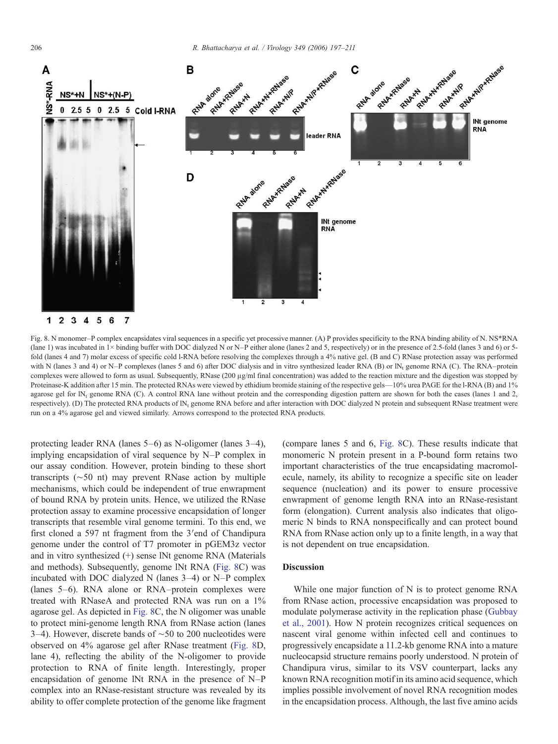Fig. 8. N monomer–P complex encapsidates viral sequences in a specific yet processive manner. (A) P provides specificity to the RNA binding ability of N. NS*RNA (lane 1) was incubated in 1× binding buffer with DOC dialyzed N or N–P either alone (lanes 2 and 5, respectively) or in the presence of 2.5-fold (lanes 3 and 6) or 5-fold (lanes 4 and 7) molar excess of specific cold l-RNA before resolving the complexes through a 4% native gel. (B and C) RNase protection assay was performed with N (lanes 3 and 4) or N–P complexes (lanes 5 and 6) after DOC dialysis and in vitro synthesized leader RNA (B) or lN$_t$ genome RNA (C). The RNA–protein complexes were allowed to form as usual. Subsequently, RNase (200 μg/ml final concentration) was added to the reaction mixture and the digestion was stopped by Proteinase-K addition after 15 min. The protected RNAs were viewed by ethidium bromide staining of the respective gels—10% urea PAGE for the l-RNA (B) and 1% agarose gel for lN$_t$ genome RNA (C). A control RNA lane without protein and the corresponding digestion pattern are shown for both the cases (lanes 1 and 2, respectively). (D) The protected RNA products of lN$_t$ genome RNA before and after interaction with DOC dialyzed N protein and subsequent RNase treatment were run on a 4% agarose gel and viewed similarly. Arrows correspond to the protected RNA products.

protecting leader RNA (lanes 5–6) as N-oligomer (lanes 3–4), implying encapsidation of viral sequence by N–P complex in our assay condition. However, protein binding to these short transcripts (~50 nt) may prevent RNase action by multiple mechanisms, which could be independent of true enwrapment of bound RNA by protein units. Hence, we utilized the RNase protection assay to examine processive encapsidation of longer transcripts that resemble viral genome termini. To this end, we first cloned a 597 nt fragment from the 3′end of Chandipura genome under the control of T7 promoter in pGEM3z vector and in vitro synthesized (+) sense lNt genome RNA (Materials and methods). Subsequently, genome lNt RNA (Fig. 8C) was incubated with DOC dialyzed N (lanes 3–4) or N–P complex (lanes 5–6). RNA alone or RNA–protein complexes were treated with RNaseA and protected RNA was run on a 1% agarose gel. As depicted in Fig. 8C, the N oligomer was unable to protect mini-genome length RNA from RNase action (lanes 3–4). However, discrete bands of ~50 to 200 nucleotides were observed on 4% agarose gel after RNase treatment (Fig. 8D, lane 4), reflecting the ability of the N-oligomer to provide protection to RNA of finite length. Interestingly, proper encapsidation of genome lNt RNA in the presence of N–P complex into an RNase-resistant structure was revealed by its ability to offer complete protection of the genome like fragment (compare lanes 5 and 6, Fig. 8C). These results indicate that monomeric N protein present in a P-bound form retains two important characteristics of the true encapsidating macromolecule, namely, its ability to recognize a specific site on leader sequence (nucleation) and its power to ensure processive enwrapment of genome length RNA into an RNase-resistant form (elongation). Current analysis also indicates that oligomeric N binds to RNA nonspecifically and can protect bound RNA from RNase action only up to a finite length, in a way that is not dependent on true encapsidation.

## Discussion

While one major function of N is to protect genome RNA from RNase action, processive encapsidation was proposed to modulate polymerase activity in the replication phase (Gubbay et al., 2001). How N protein recognizes critical sequences on nascent viral genome within infected cell and continues to progressively encapsidate a 11.2-kb genome RNA into a mature nucleocapsid structure remains poorly understood. N protein of Chandipura virus, similar to its VSV counterpart, lacks any known RNA recognition motif in its amino acid sequence, which implies possible involvement of novel RNA recognition modes in the encapsidation process. Although, the last five amino acids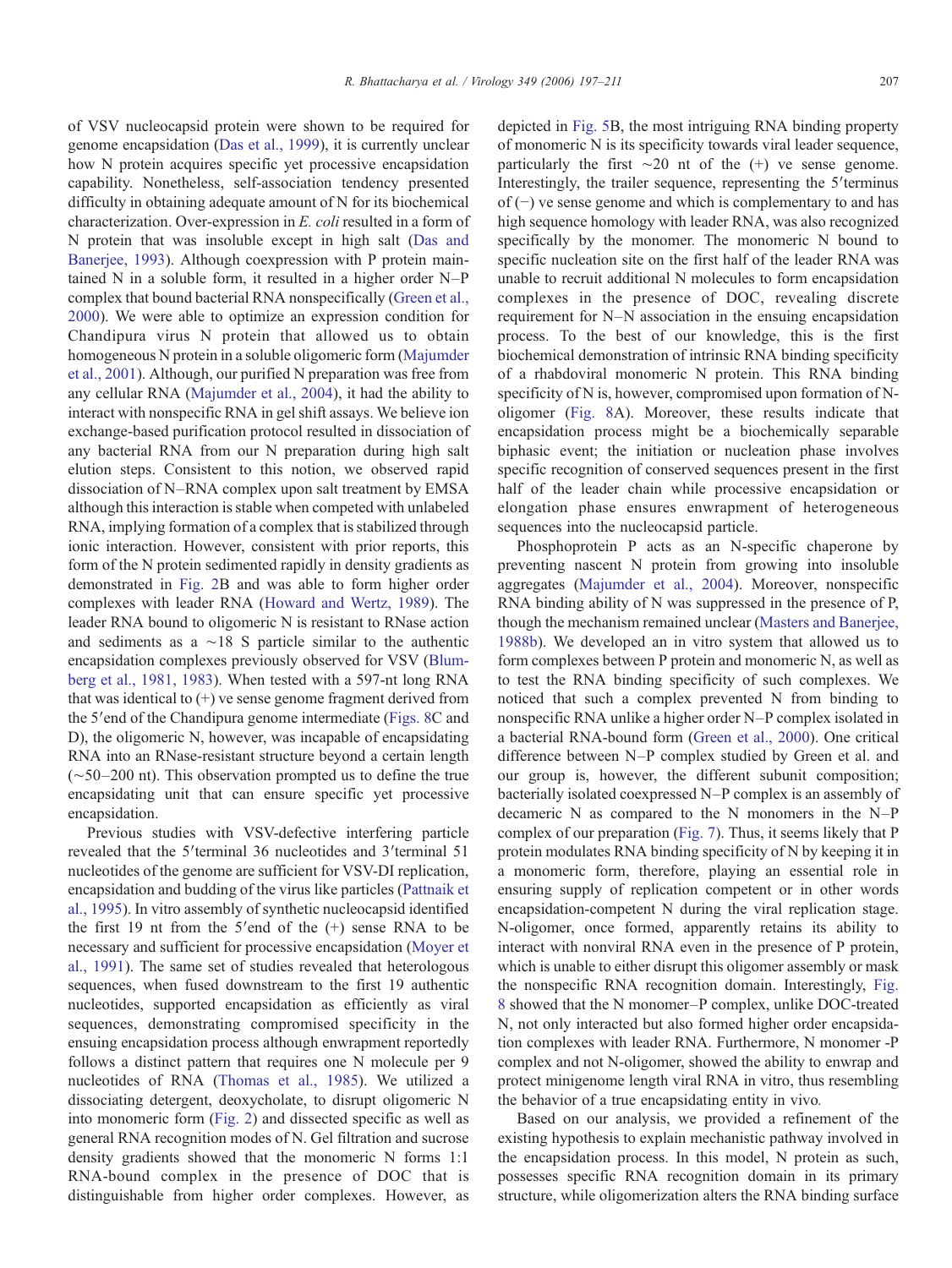of VSV nucleocapsid protein were shown to be required for genome encapsidation (Das et al., 1999), it is currently unclear how N protein acquires specific yet processive encapsidation capability. Nonetheless, self-association tendency presented difficulty in obtaining adequate amount of N for its biochemical characterization. Over-expression in *E. coli* resulted in a form of N protein that was insoluble except in high salt (Das and Banerjee, 1993). Although coexpression with P protein maintained N in a soluble form, it resulted in a higher order N–P complex that bound bacterial RNA nonspecifically (Green et al., 2000). We were able to optimize an expression condition for Chandipura virus N protein that allowed us to obtain homogeneous N protein in a soluble oligomeric form (Majumder et al., 2001). Although, our purified N preparation was free from any cellular RNA (Majumder et al., 2004), it had the ability to interact with nonspecific RNA in gel shift assays. We believe ion exchange-based purification protocol resulted in dissociation of any bacterial RNA from our N preparation during high salt elution steps. Consistent to this notion, we observed rapid dissociation of N–RNA complex upon salt treatment by EMSA although this interaction is stable when competed with unlabeled RNA, implying formation of a complex that is stabilized through ionic interaction. However, consistent with prior reports, this form of the N protein sedimented rapidly in density gradients as demonstrated in Fig. 2B and was able to form higher order complexes with leader RNA (Howard and Wertz, 1989). The leader RNA bound to oligomeric N is resistant to RNase action and sediments as a ~18 S particle similar to the authentic encapsidation complexes previously observed for VSV (Blumberg et al., 1981, 1983). When tested with a 597-nt long RNA that was identical to (+) ve sense genome fragment derived from the 5′end of the Chandipura genome intermediate (Figs. 8C and D), the oligomeric N, however, was incapable of encapsidating RNA into an RNase-resistant structure beyond a certain length (~50–200 nt). This observation prompted us to define the true encapsidating unit that can ensure specific yet processive encapsidation.

Previous studies with VSV-defective interfering particle revealed that the 5′terminal 36 nucleotides and 3′terminal 51 nucleotides of the genome are sufficient for VSV-DI replication, encapsidation and budding of the virus like particles (Pattnaik et al., 1995). In vitro assembly of synthetic nucleocapsid identified the first 19 nt from the 5′end of the (+) sense RNA to be necessary and sufficient for processive encapsidation (Moyer et al., 1991). The same set of studies revealed that heterologous sequences, when fused downstream to the first 19 authentic nucleotides, supported encapsidation as efficiently as viral sequences, demonstrating compromised specificity in the ensuing encapsidation process although enwrapment reportedly follows a distinct pattern that requires one N molecule per 9 nucleotides of RNA (Thomas et al., 1985). We utilized a dissociating detergent, deoxycholate, to disrupt oligomeric N into monomeric form (Fig. 2) and dissected specific as well as general RNA recognition modes of N. Gel filtration and sucrose density gradients showed that the monomeric N forms 1:1 RNA-bound complex in the presence of DOC that is distinguishable from higher order complexes. However, as depicted in Fig. 5B, the most intriguing RNA binding property of monomeric N is its specificity towards viral leader sequence, particularly the first ~20 nt of the (+) ve sense genome. Interestingly, the trailer sequence, representing the 5′terminus of (−) ve sense genome and which is complementary to and has high sequence homology with leader RNA, was also recognized specifically by the monomer. The monomeric N bound to specific nucleation site on the first half of the leader RNA was unable to recruit additional N molecules to form encapsidation complexes in the presence of DOC, revealing discrete requirement for N–N association in the ensuing encapsidation process. To the best of our knowledge, this is the first biochemical demonstration of intrinsic RNA binding specificity of a rhabdoviral monomeric N protein. This RNA binding specificity of N is, however, compromised upon formation of N-oligomer (Fig. 8A). Moreover, these results indicate that encapsidation process might be a biochemically separable biphasic event; the initiation or nucleation phase involves specific recognition of conserved sequences present in the first half of the leader chain while processive encapsidation or elongation phase ensures enwrapment of heterogeneous sequences into the nucleocapsid particle.

Phosphoprotein P acts as an N-specific chaperone by preventing nascent N protein from growing into insoluble aggregates (Majumder et al., 2004). Moreover, nonspecific RNA binding ability of N was suppressed in the presence of P, though the mechanism remained unclear (Masters and Banerjee, 1988b). We developed an in vitro system that allowed us to form complexes between P protein and monomeric N, as well as to test the RNA binding specificity of such complexes. We noticed that such a complex prevented N from binding to nonspecific RNA unlike a higher order N–P complex isolated in a bacterial RNA-bound form (Green et al., 2000). One critical difference between N–P complex studied by Green et al. and our group is, however, the different subunit composition; bacterially isolated coexpressed N–P complex is an assembly of decameric N as compared to the N monomers in the N–P complex of our preparation (Fig. 7). Thus, it seems likely that P protein modulates RNA binding specificity of N by keeping it in a monomeric form, therefore, playing an essential role in ensuring supply of replication competent or in other words encapsidation-competent N during the viral replication stage. N-oligomer, once formed, apparently retains its ability to interact with nonviral RNA even in the presence of P protein, which is unable to either disrupt this oligomer assembly or mask the nonspecific RNA recognition domain. Interestingly, Fig. 8 showed that the N monomer–P complex, unlike DOC-treated N, not only interacted but also formed higher order encapsidation complexes with leader RNA. Furthermore, N monomer -P complex and not N-oligomer, showed the ability to enwrap and protect minigenome length viral RNA in vitro, thus resembling the behavior of a true encapsidating entity in vivo.

Based on our analysis, we provided a refinement of the existing hypothesis to explain mechanistic pathway involved in the encapsidation process. In this model, N protein as such, possesses specific RNA recognition domain in its primary structure, while oligomerization alters the RNA binding surface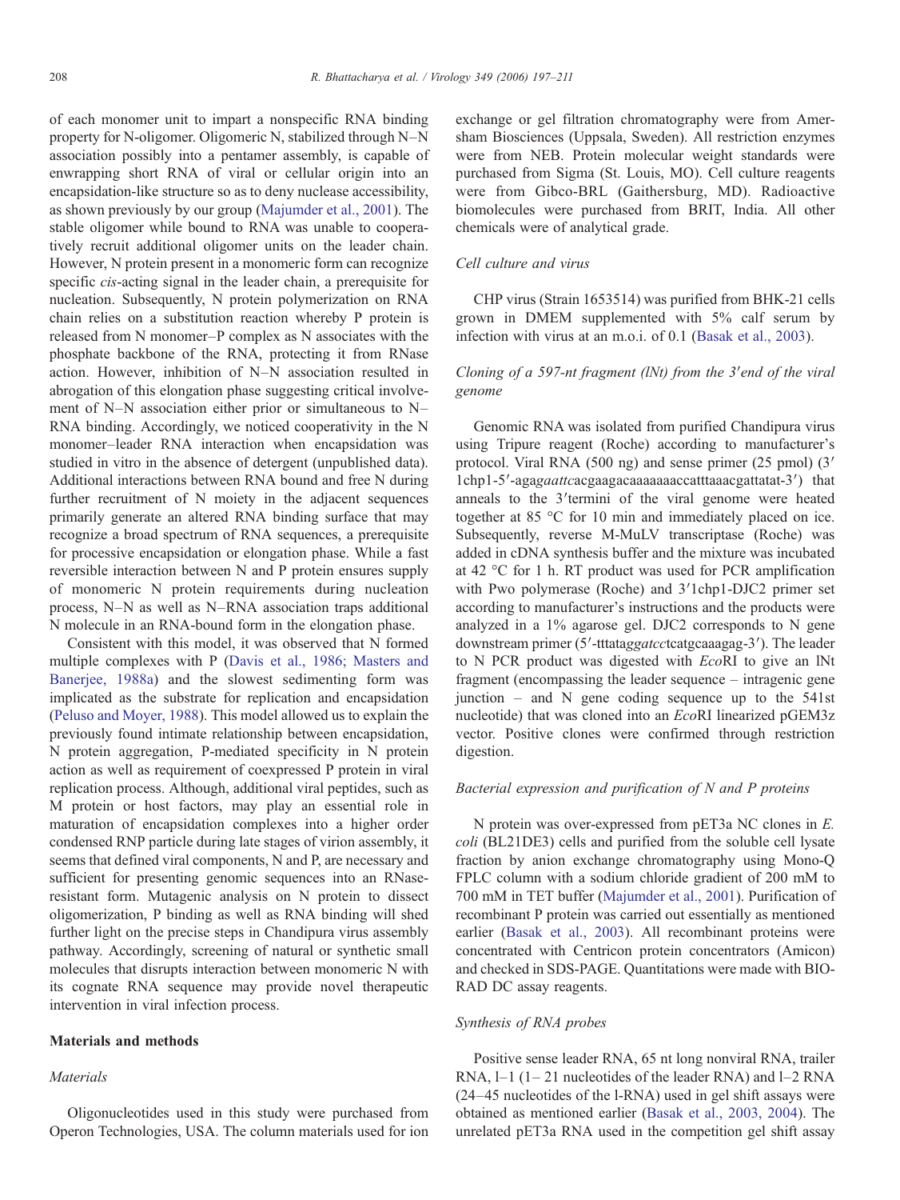of each monomer unit to impart a nonspecific RNA binding property for N-oligomer. Oligomeric N, stabilized through N–N association possibly into a pentamer assembly, is capable of enwrapping short RNA of viral or cellular origin into an encapsidation-like structure so as to deny nuclease accessibility, as shown previously by our group (Majumder et al., 2001). The stable oligomer while bound to RNA was unable to cooperatively recruit additional oligomer units on the leader chain. However, N protein present in a monomeric form can recognize specific *cis*-acting signal in the leader chain, a prerequisite for nucleation. Subsequently, N protein polymerization on RNA chain relies on a substitution reaction whereby P protein is released from N monomer–P complex as N associates with the phosphate backbone of the RNA, protecting it from RNase action. However, inhibition of N–N association resulted in abrogation of this elongation phase suggesting critical involvement of N–N association either prior or simultaneous to N–RNA binding. Accordingly, we noticed cooperativity in the N monomer–leader RNA interaction when encapsidation was studied in vitro in the absence of detergent (unpublished data). Additional interactions between RNA bound and free N during further recruitment of N moiety in the adjacent sequences primarily generate an altered RNA binding surface that may recognize a broad spectrum of RNA sequences, a prerequisite for processive encapsidation or elongation phase. While a fast reversible interaction between N and P protein ensures supply of monomeric N protein requirements during nucleation process, N–N as well as N–RNA association traps additional N molecule in an RNA-bound form in the elongation phase.

Consistent with this model, it was observed that N formed multiple complexes with P (Davis et al., 1986; Masters and Banerjee, 1988a) and the slowest sedimenting form was implicated as the substrate for replication and encapsidation (Peluso and Moyer, 1988). This model allowed us to explain the previously found intimate relationship between encapsidation, N protein aggregation, P-mediated specificity in N protein action as well as requirement of coexpressed P protein in viral replication process. Although, additional viral peptides, such as M protein or host factors, may play an essential role in maturation of encapsidation complexes into a higher order condensed RNP particle during late stages of virion assembly, it seems that defined viral components, N and P, are necessary and sufficient for presenting genomic sequences into an RNase-resistant form. Mutagenic analysis on N protein to dissect oligomerization, P binding as well as RNA binding will shed further light on the precise steps in Chandipura virus assembly pathway. Accordingly, screening of natural or synthetic small molecules that disrupts interaction between monomeric N with its cognate RNA sequence may provide novel therapeutic intervention in viral infection process.

## Materials and methods

### Materials

Oligonucleotides used in this study were purchased from Operon Technologies, USA. The column materials used for ion exchange or gel filtration chromatography were from Amersham Biosciences (Uppsala, Sweden). All restriction enzymes were from NEB. Protein molecular weight standards were purchased from Sigma (St. Louis, MO). Cell culture reagents were from Gibco-BRL (Gaithersburg, MD). Radioactive biomolecules were purchased from BRIT, India. All other chemicals were of analytical grade.

### Cell culture and virus

CHP virus (Strain 1653514) was purified from BHK-21 cells grown in DMEM supplemented with 5% calf serum by infection with virus at an m.o.i. of 0.1 (Basak et al., 2003).

### Cloning of a 597-nt fragment (lNt) from the 3′end of the viral genome

Genomic RNA was isolated from purified Chandipura virus using Tripure reagent (Roche) according to manufacturer's protocol. Viral RNA (500 ng) and sense primer (25 pmol) (3′1chp1-5′-aga*gaattc*acgaagacaaaaaaaccatttaaacgattatat-3′) that anneals to the 3′termini of the viral genome were heated together at 85 °C for 10 min and immediately placed on ice. Subsequently, reverse M-MuLV transcriptase (Roche) was added in cDNA synthesis buffer and the mixture was incubated at 42 °C for 1 h. RT product was used for PCR amplification with Pwo polymerase (Roche) and 3′1chp1-DJC2 primer set according to manufacturer's instructions and the products were analyzed in a 1% agarose gel. DJC2 corresponds to N gene downstream primer (5′-tttata*ggatcc*tcatgcaaagag-3′). The leader to N PCR product was digested with *Eco*RI to give an lNt fragment (encompassing the leader sequence – intragenic gene junction – and N gene coding sequence up to the 541st nucleotide) that was cloned into an *Eco*RI linearized pGEM3z vector. Positive clones were confirmed through restriction digestion.

### Bacterial expression and purification of N and P proteins

N protein was over-expressed from pET3a NC clones in *E. coli* (BL21DE3) cells and purified from the soluble cell lysate fraction by anion exchange chromatography using Mono-Q FPLC column with a sodium chloride gradient of 200 mM to 700 mM in TET buffer (Majumder et al., 2001). Purification of recombinant P protein was carried out essentially as mentioned earlier (Basak et al., 2003). All recombinant proteins were concentrated with Centricon protein concentrators (Amicon) and checked in SDS-PAGE. Quantitations were made with BIO-RAD DC assay reagents.

### Synthesis of RNA probes

Positive sense leader RNA, 65 nt long nonviral RNA, trailer RNA, l–1 (1– 21 nucleotides of the leader RNA) and l–2 RNA (24–45 nucleotides of the l-RNA) used in gel shift assays were obtained as mentioned earlier (Basak et al., 2003, 2004). The unrelated pET3a RNA used in the competition gel shift assay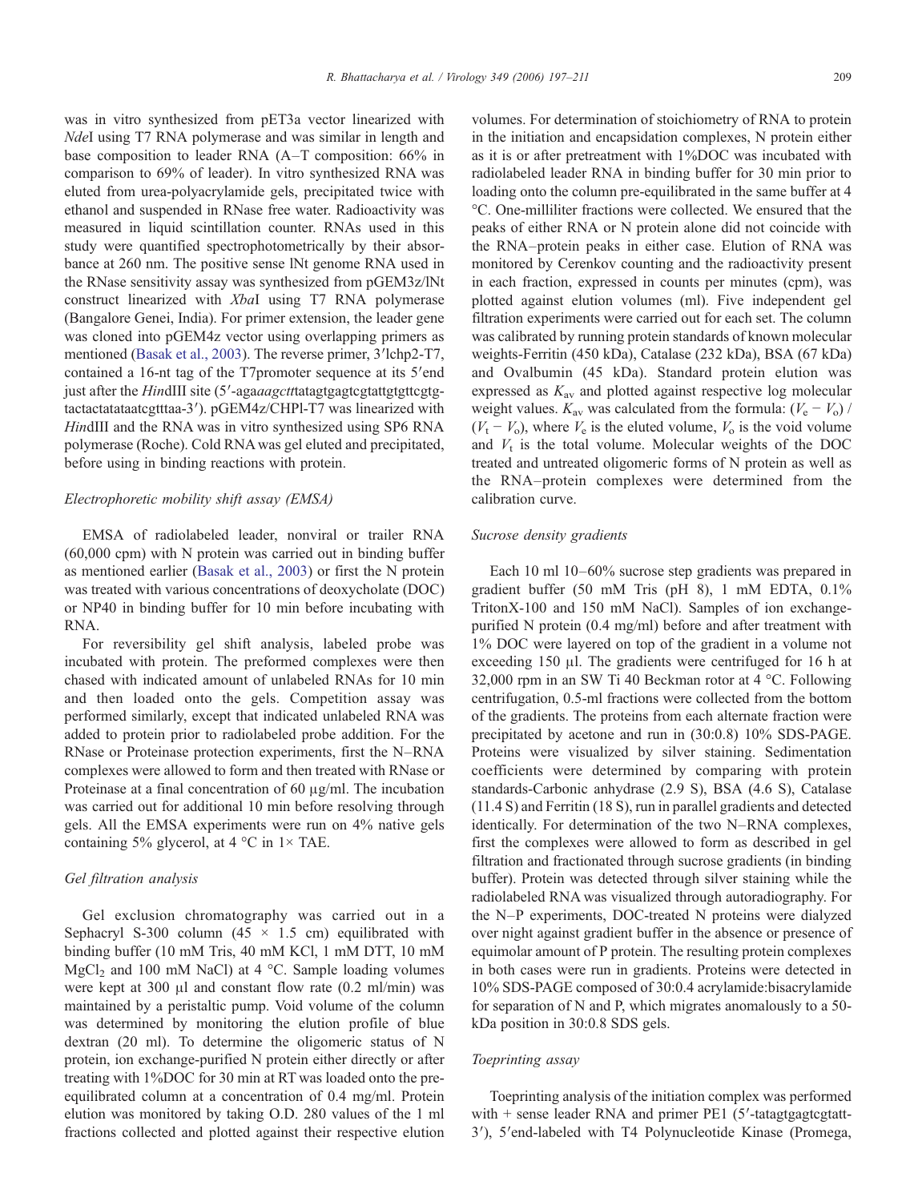was in vitro synthesized from pET3a vector linearized with *Nde*I using T7 RNA polymerase and was similar in length and base composition to leader RNA (A–T composition: 66% in comparison to 69% of leader). In vitro synthesized RNA was eluted from urea-polyacrylamide gels, precipitated twice with ethanol and suspended in RNase free water. Radioactivity was measured in liquid scintillation counter. RNAs used in this study were quantified spectrophotometrically by their absorbance at 260 nm. The positive sense lNt genome RNA used in the RNase sensitivity assay was synthesized from pGEM3z/lNt construct linearized with *Xba*I using T7 RNA polymerase (Bangalore Genei, India). For primer extension, the leader gene was cloned into pGEM4z vector using overlapping primers as mentioned (Basak et al., 2003). The reverse primer, 3′lchp2-T7, contained a 16-nt tag of the T7promoter sequence at its 5′end just after the *Hin*dIII site (5′-aga*aagctt*tatagtgagtcgtattgtgttcgtgtactactatataatcgtttaa-3′). pGEM4z/CHPl-T7 was linearized with *Hin*dIII and the RNA was in vitro synthesized using SP6 RNA polymerase (Roche). Cold RNA was gel eluted and precipitated, before using in binding reactions with protein.

### *Electrophoretic mobility shift assay (EMSA)*

EMSA of radiolabeled leader, nonviral or trailer RNA (60,000 cpm) with N protein was carried out in binding buffer as mentioned earlier (Basak et al., 2003) or first the N protein was treated with various concentrations of deoxycholate (DOC) or NP40 in binding buffer for 10 min before incubating with RNA.

For reversibility gel shift analysis, labeled probe was incubated with protein. The preformed complexes were then chased with indicated amount of unlabeled RNAs for 10 min and then loaded onto the gels. Competition assay was performed similarly, except that indicated unlabeled RNA was added to protein prior to radiolabeled probe addition. For the RNase or Proteinase protection experiments, first the N–RNA complexes were allowed to form and then treated with RNase or Proteinase at a final concentration of 60 μg/ml. The incubation was carried out for additional 10 min before resolving through gels. All the EMSA experiments were run on 4% native gels containing 5% glycerol, at 4 °C in 1× TAE.

### *Gel filtration analysis*

Gel exclusion chromatography was carried out in a Sephacryl S-300 column (45 × 1.5 cm) equilibrated with binding buffer (10 mM Tris, 40 mM KCl, 1 mM DTT, 10 mM $MgCl_2$ and 100 mM NaCl) at 4 °C. Sample loading volumes were kept at 300 μl and constant flow rate (0.2 ml/min) was maintained by a peristaltic pump. Void volume of the column was determined by monitoring the elution profile of blue dextran (20 ml). To determine the oligomeric status of N protein, ion exchange-purified N protein either directly or after treating with 1%DOC for 30 min at RT was loaded onto the pre-equilibrated column at a concentration of 0.4 mg/ml. Protein elution was monitored by taking O.D. 280 values of the 1 ml fractions collected and plotted against their respective elution volumes. For determination of stoichiometry of RNA to protein in the initiation and encapsidation complexes, N protein either as it is or after pretreatment with 1%DOC was incubated with radiolabeled leader RNA in binding buffer for 30 min prior to loading onto the column pre-equilibrated in the same buffer at 4 °C. One-milliliter fractions were collected. We ensured that the peaks of either RNA or N protein alone did not coincide with the RNA–protein peaks in either case. Elution of RNA was monitored by Cerenkov counting and the radioactivity present in each fraction, expressed in counts per minutes (cpm), was plotted against elution volumes (ml). Five independent gel filtration experiments were carried out for each set. The column was calibrated by running protein standards of known molecular weights-Ferritin (450 kDa), Catalase (232 kDa), BSA (67 kDa) and Ovalbumin (45 kDa). Standard protein elution was expressed as $K_{av}$ and plotted against respective log molecular weight values. $K_{av}$ was calculated from the formula: $(V_e - V_o) / (V_t - V_o)$, where $V_e$ is the eluted volume, $V_o$ is the void volume and $V_t$ is the total volume. Molecular weights of the DOC treated and untreated oligomeric forms of N protein as well as the RNA–protein complexes were determined from the calibration curve.

### *Sucrose density gradients*

Each 10 ml 10–60% sucrose step gradients was prepared in gradient buffer (50 mM Tris (pH 8), 1 mM EDTA, 0.1% TritonX-100 and 150 mM NaCl). Samples of ion exchange-purified N protein (0.4 mg/ml) before and after treatment with 1% DOC were layered on top of the gradient in a volume not exceeding 150 μl. The gradients were centrifuged for 16 h at 32,000 rpm in an SW Ti 40 Beckman rotor at 4 °C. Following centrifugation, 0.5-ml fractions were collected from the bottom of the gradients. The proteins from each alternate fraction were precipitated by acetone and run in (30:0.8) 10% SDS-PAGE. Proteins were visualized by silver staining. Sedimentation coefficients were determined by comparing with protein standards-Carbonic anhydrase (2.9 S), BSA (4.6 S), Catalase (11.4 S) and Ferritin (18 S), run in parallel gradients and detected identically. For determination of the two N–RNA complexes, first the complexes were allowed to form as described in gel filtration and fractionated through sucrose gradients (in binding buffer). Protein was detected through silver staining while the radiolabeled RNA was visualized through autoradiography. For the N–P experiments, DOC-treated N proteins were dialyzed over night against gradient buffer in the absence or presence of equimolar amount of P protein. The resulting protein complexes in both cases were run in gradients. Proteins were detected in 10% SDS-PAGE composed of 30:0.4 acrylamide:bisacrylamide for separation of N and P, which migrates anomalously to a 50-kDa position in 30:0.8 SDS gels.

### *Toeprinting assay*

Toeprinting analysis of the initiation complex was performed with + sense leader RNA and primer PE1 (5′-tatagtgagtcgtatt-3′), 5′end-labeled with T4 Polynucleotide Kinase (Promega,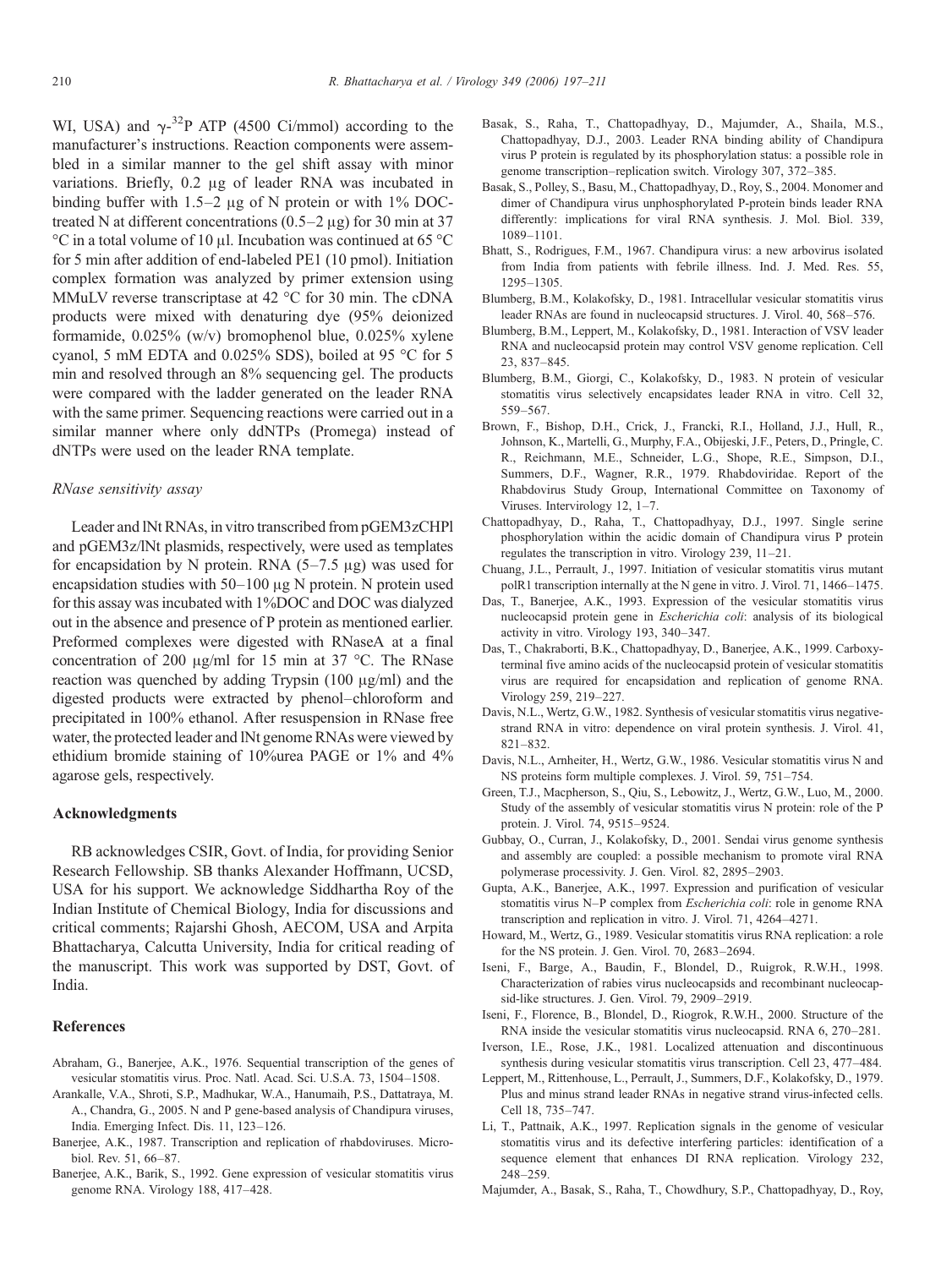WI, USA) and $\gamma$-$^{32}$P ATP (4500 Ci/mmol) according to the manufacturer's instructions. Reaction components were assembled in a similar manner to the gel shift assay with minor variations. Briefly, 0.2 μg of leader RNA was incubated in binding buffer with 1.5–2 μg of N protein or with 1% DOC-treated N at different concentrations (0.5–2 μg) for 30 min at 37 °C in a total volume of 10 μl. Incubation was continued at 65 °C for 5 min after addition of end-labeled PE1 (10 pmol). Initiation complex formation was analyzed by primer extension using MMuLV reverse transcriptase at 42 °C for 30 min. The cDNA products were mixed with denaturing dye (95% deionized formamide, 0.025% (w/v) bromophenol blue, 0.025% xylene cyanol, 5 mM EDTA and 0.025% SDS), boiled at 95 °C for 5 min and resolved through an 8% sequencing gel. The products were compared with the ladder generated on the leader RNA with the same primer. Sequencing reactions were carried out in a similar manner where only ddNTPs (Promega) instead of dNTPs were used on the leader RNA template.

### RNase sensitivity assay

Leader and lNt RNAs, in vitro transcribed from pGEM3zCHPl and pGEM3z/lNt plasmids, respectively, were used as templates for encapsidation by N protein. RNA (5–7.5 μg) was used for encapsidation studies with 50–100 μg N protein. N protein used for this assay was incubated with 1%DOC and DOC was dialyzed out in the absence and presence of P protein as mentioned earlier. Preformed complexes were digested with RNaseA at a final concentration of 200 μg/ml for 15 min at 37 °C. The RNase reaction was quenched by adding Trypsin (100 μg/ml) and the digested products were extracted by phenol–chloroform and precipitated in 100% ethanol. After resuspension in RNase free water, the protected leader and lNt genome RNAs were viewed by ethidium bromide staining of 10%urea PAGE or 1% and 4% agarose gels, respectively.

## Acknowledgments

RB acknowledges CSIR, Govt. of India, for providing Senior Research Fellowship. SB thanks Alexander Hoffmann, UCSD, USA for his support. We acknowledge Siddhartha Roy of the Indian Institute of Chemical Biology, India for discussions and critical comments; Rajarshi Ghosh, AECOM, USA and Arpita Bhattacharya, Calcutta University, India for critical reading of the manuscript. This work was supported by DST, Govt. of India.

## References

Abraham, G., Banerjee, A.K., 1976. Sequential transcription of the genes of vesicular stomatitis virus. Proc. Natl. Acad. Sci. U.S.A. 73, 1504–1508.

Arankalle, V.A., Shroti, S.P., Madhukar, W.A., Hanumaih, P.S., Dattatraya, M. A., Chandra, G., 2005. N and P gene-based analysis of Chandipura viruses, India. Emerging Infect. Dis. 11, 123–126.

Banerjee, A.K., 1987. Transcription and replication of rhabdoviruses. Microbiol. Rev. 51, 66–87.

Banerjee, A.K., Barik, S., 1992. Gene expression of vesicular stomatitis virus genome RNA. Virology 188, 417–428.

Basak, S., Raha, T., Chattopadhyay, D., Majumder, A., Shaila, M.S., Chattopadhyay, D.J., 2003. Leader RNA binding ability of Chandipura virus P protein is regulated by its phosphorylation status: a possible role in genome transcription–replication switch. Virology 307, 372–385.

Basak, S., Polley, S., Basu, M., Chattopadhyay, D., Roy, S., 2004. Monomer and dimer of Chandipura virus unphosphorylated P-protein binds leader RNA differently: implications for viral RNA synthesis. J. Mol. Biol. 339, 1089–1101.

Bhatt, S., Rodrigues, F.M., 1967. Chandipura virus: a new arbovirus isolated from India from patients with febrile illness. Ind. J. Med. Res. 55, 1295–1305.

Blumberg, B.M., Kolakofsky, D., 1981. Intracellular vesicular stomatitis virus leader RNAs are found in nucleocapsid structures. J. Virol. 40, 568–576.

Blumberg, B.M., Leppert, M., Kolakofsky, D., 1981. Interaction of VSV leader RNA and nucleocapsid protein may control VSV genome replication. Cell 23, 837–845.

Blumberg, B.M., Giorgi, C., Kolakofsky, D., 1983. N protein of vesicular stomatitis virus selectively encapsidates leader RNA in vitro. Cell 32, 559–567.

Brown, F., Bishop, D.H., Crick, J., Francki, R.I., Holland, J.J., Hull, R., Johnson, K., Martelli, G., Murphy, F.A., Obijeski, J.F., Peters, D., Pringle, C. R., Reichmann, M.E., Schneider, L.G., Shope, R.E., Simpson, D.I., Summers, D.F., Wagner, R.R., 1979. Rhabdoviridae. Report of the Rhabdovirus Study Group, International Committee on Taxonomy of Viruses. Intervirology 12, 1–7.

Chattopadhyay, D., Raha, T., Chattopadhyay, D.J., 1997. Single serine phosphorylation within the acidic domain of Chandipura virus P protein regulates the transcription in vitro. Virology 239, 11–21.

Chuang, J.L., Perrault, J., 1997. Initiation of vesicular stomatitis virus mutant polR1 transcription internally at the N gene in vitro. J. Virol. 71, 1466–1475.

Das, T., Banerjee, A.K., 1993. Expression of the vesicular stomatitis virus nucleocapsid protein gene in *Escherichia coli*: analysis of its biological activity in vitro. Virology 193, 340–347.

Das, T., Chakraborti, B.K., Chattopadhyay, D., Banerjee, A.K., 1999. Carboxy-terminal five amino acids of the nucleocapsid protein of vesicular stomatitis virus are required for encapsidation and replication of genome RNA. Virology 259, 219–227.

Davis, N.L., Wertz, G.W., 1982. Synthesis of vesicular stomatitis virus negative-strand RNA in vitro: dependence on viral protein synthesis. J. Virol. 41, 821–832.

Davis, N.L., Arnheiter, H., Wertz, G.W., 1986. Vesicular stomatitis virus N and NS proteins form multiple complexes. J. Virol. 59, 751–754.

Green, T.J., Macpherson, S., Qiu, S., Lebowitz, J., Wertz, G.W., Luo, M., 2000. Study of the assembly of vesicular stomatitis virus N protein: role of the P protein. J. Virol. 74, 9515–9524.

Gubbay, O., Curran, J., Kolakofsky, D., 2001. Sendai virus genome synthesis and assembly are coupled: a possible mechanism to promote viral RNA polymerase processivity. J. Gen. Virol. 82, 2895–2903.

Gupta, A.K., Banerjee, A.K., 1997. Expression and purification of vesicular stomatitis virus N–P complex from *Escherichia coli*: role in genome RNA transcription and replication in vitro. J. Virol. 71, 4264–4271.

Howard, M., Wertz, G., 1989. Vesicular stomatitis virus RNA replication: a role for the NS protein. J. Gen. Virol. 70, 2683–2694.

Iseni, F., Barge, A., Baudin, F., Blondel, D., Ruigrok, R.W.H., 1998. Characterization of rabies virus nucleocapsids and recombinant nucleocapsid-like structures. J. Gen. Virol. 79, 2909–2919.

Iseni, F., Florence, B., Blondel, D., Riogrok, R.W.H., 2000. Structure of the RNA inside the vesicular stomatitis virus nucleocapsid. RNA 6, 270–281.

Iverson, I.E., Rose, J.K., 1981. Localized attenuation and discontinuous synthesis during vesicular stomatitis virus transcription. Cell 23, 477–484.

Leppert, M., Rittenhouse, L., Perrault, J., Summers, D.F., Kolakofsky, D., 1979. Plus and minus strand leader RNAs in negative strand virus-infected cells. Cell 18, 735–747.

Li, T., Pattnaik, A.K., 1997. Replication signals in the genome of vesicular stomatitis virus and its defective interfering particles: identification of a sequence element that enhances DI RNA replication. Virology 232, 248–259.

Majumder, A., Basak, S., Raha, T., Chowdhury, S.P., Chattopadhyay, D., Roy,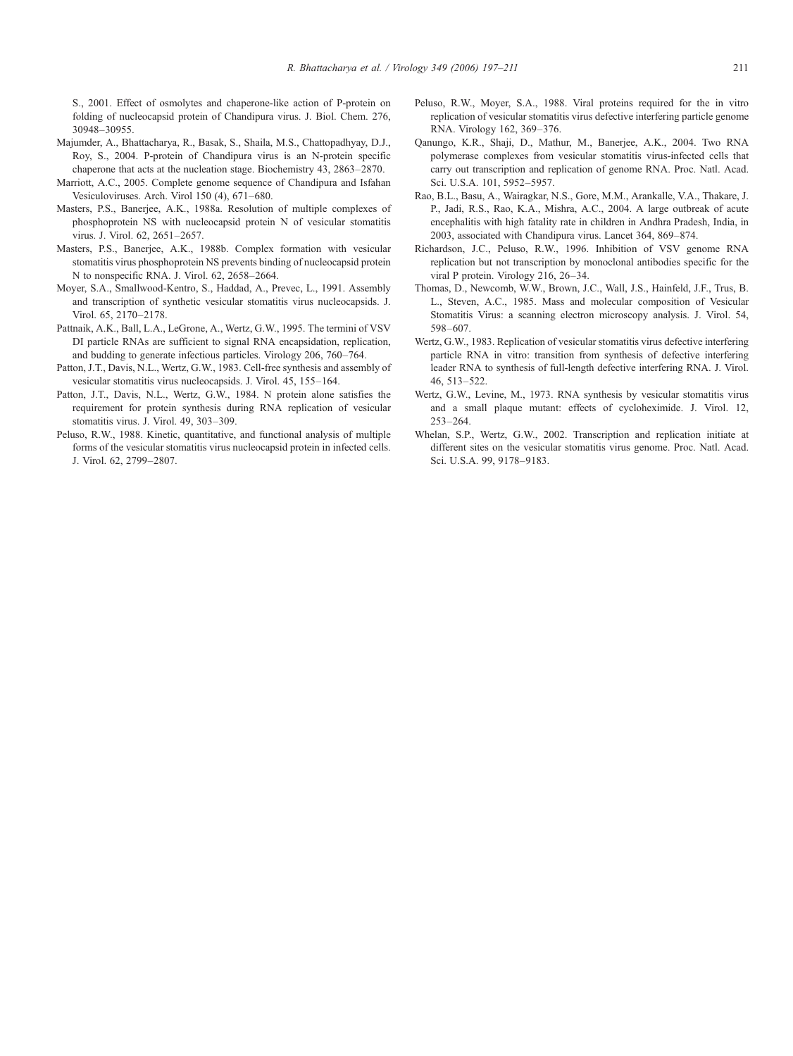S., 2001. Effect of osmolytes and chaperone-like action of P-protein on folding of nucleocapsid protein of Chandipura virus. J. Biol. Chem. 276, 30948–30955.

Majumder, A., Bhattacharya, R., Basak, S., Shaila, M.S., Chattopadhyay, D.J., Roy, S., 2004. P-protein of Chandipura virus is an N-protein specific chaperone that acts at the nucleation stage. Biochemistry 43, 2863–2870.

Marriott, A.C., 2005. Complete genome sequence of Chandipura and Isfahan Vesiculoviruses. Arch. Virol 150 (4), 671–680.

Masters, P.S., Banerjee, A.K., 1988a. Resolution of multiple complexes of phosphoprotein NS with nucleocapsid protein N of vesicular stomatitis virus. J. Virol. 62, 2651–2657.

Masters, P.S., Banerjee, A.K., 1988b. Complex formation with vesicular stomatitis virus phosphoprotein NS prevents binding of nucleocapsid protein N to nonspecific RNA. J. Virol. 62, 2658–2664.

Moyer, S.A., Smallwood-Kentro, S., Haddad, A., Prevec, L., 1991. Assembly and transcription of synthetic vesicular stomatitis virus nucleocapsids. J. Virol. 65, 2170–2178.

Pattnaik, A.K., Ball, L.A., LeGrone, A., Wertz, G.W., 1995. The termini of VSV DI particle RNAs are sufficient to signal RNA encapsidation, replication, and budding to generate infectious particles. Virology 206, 760–764.

Patton, J.T., Davis, N.L., Wertz, G.W., 1983. Cell-free synthesis and assembly of vesicular stomatitis virus nucleocapsids. J. Virol. 45, 155–164.

Patton, J.T., Davis, N.L., Wertz, G.W., 1984. N protein alone satisfies the requirement for protein synthesis during RNA replication of vesicular stomatitis virus. J. Virol. 49, 303–309.

Peluso, R.W., 1988. Kinetic, quantitative, and functional analysis of multiple forms of the vesicular stomatitis virus nucleocapsid protein in infected cells. J. Virol. 62, 2799–2807.

Peluso, R.W., Moyer, S.A., 1988. Viral proteins required for the in vitro replication of vesicular stomatitis virus defective interfering particle genome RNA. Virology 162, 369–376.

Qanungo, K.R., Shaji, D., Mathur, M., Banerjee, A.K., 2004. Two RNA polymerase complexes from vesicular stomatitis virus-infected cells that carry out transcription and replication of genome RNA. Proc. Natl. Acad. Sci. U.S.A. 101, 5952–5957.

Rao, B.L., Basu, A., Wairagkar, N.S., Gore, M.M., Arankalle, V.A., Thakare, J. P., Jadi, R.S., Rao, K.A., Mishra, A.C., 2004. A large outbreak of acute encephalitis with high fatality rate in children in Andhra Pradesh, India, in 2003, associated with Chandipura virus. Lancet 364, 869–874.

Richardson, J.C., Peluso, R.W., 1996. Inhibition of VSV genome RNA replication but not transcription by monoclonal antibodies specific for the viral P protein. Virology 216, 26–34.

Thomas, D., Newcomb, W.W., Brown, J.C., Wall, J.S., Hainfeld, J.F., Trus, B. L., Steven, A.C., 1985. Mass and molecular composition of Vesicular Stomatitis Virus: a scanning electron microscopy analysis. J. Virol. 54, 598–607.

Wertz, G.W., 1983. Replication of vesicular stomatitis virus defective interfering particle RNA in vitro: transition from synthesis of defective interfering leader RNA to synthesis of full-length defective interfering RNA. J. Virol. 46, 513–522.

Wertz, G.W., Levine, M., 1973. RNA synthesis by vesicular stomatitis virus and a small plaque mutant: effects of cycloheximide. J. Virol. 12, 253–264.

Whelan, S.P., Wertz, G.W., 2002. Transcription and replication initiate at different sites on the vesicular stomatitis virus genome. Proc. Natl. Acad. Sci. U.S.A. 99, 9178–9183.